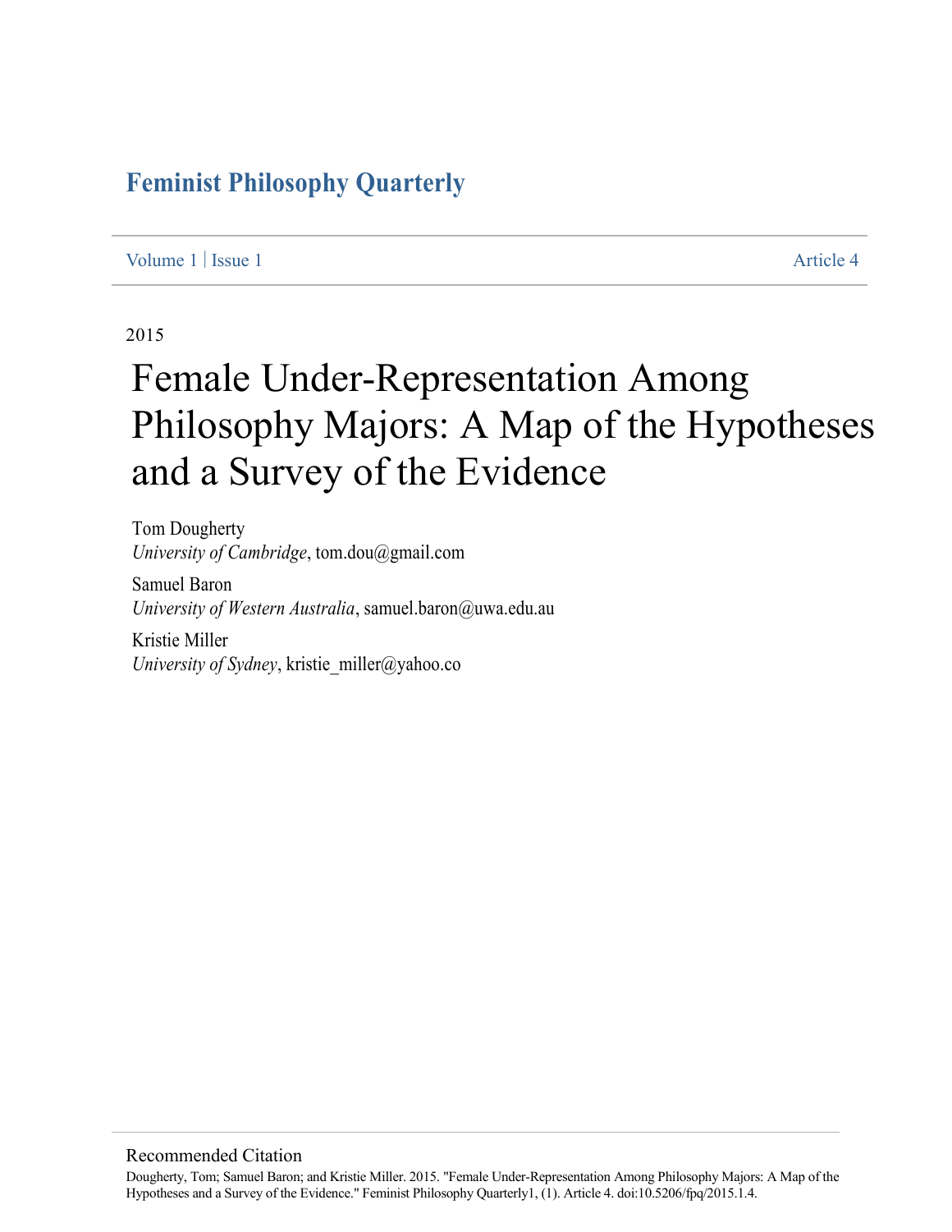# Feminist Philosophy Quarterly

Volume 1 | Issue 1 | Article 4

2015

# Female Under-Representation Among Philosophy Majors: A Map of the Hypotheses and a Survey of the Evidence

Tom Dougherty
*University of Cambridge*, tom.dou@gmail.com

Samuel Baron
*University of Western Australia*, samuel.baron@uwa.edu.au

Kristie Miller
*University of Sydney*, kristie_miller@yahoo.co

## Recommended Citation

Dougherty, Tom; Samuel Baron; and Kristie Miller. 2015. "Female Under-Representation Among Philosophy Majors: A Map of the Hypotheses and a Survey of the Evidence." Feminist Philosophy Quarterly1, (1). Article 4. doi:10.5206/fpq/2015.1.4.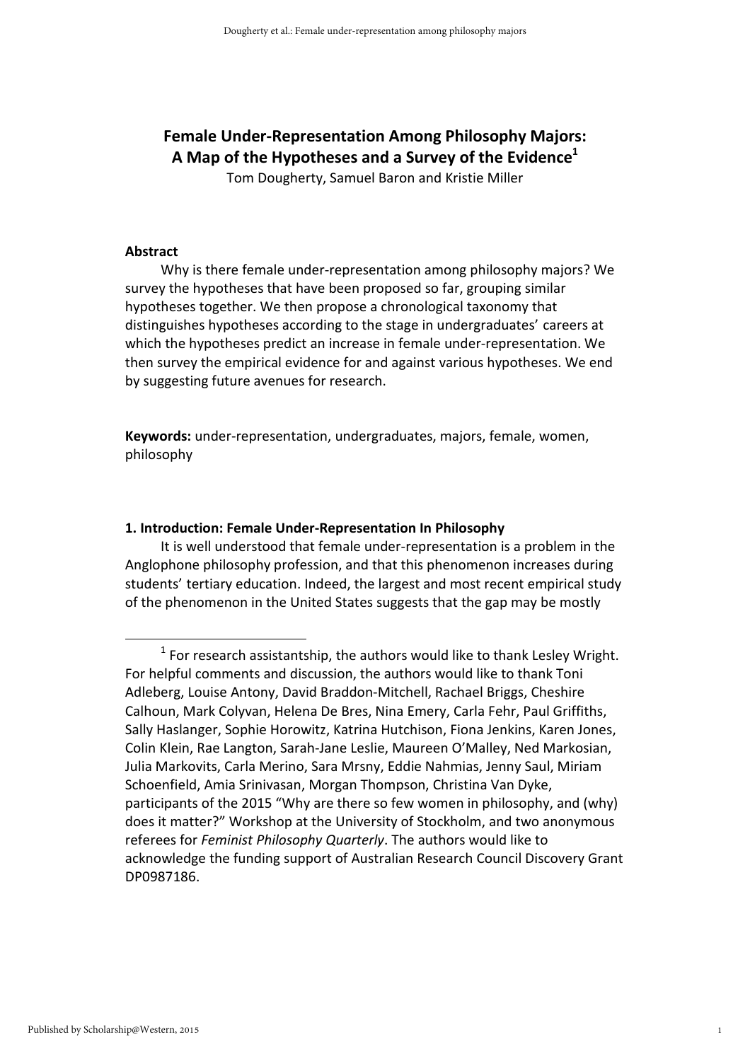# Female Under-Representation Among Philosophy Majors: A Map of the Hypotheses and a Survey of the Evidence[1]

Tom Dougherty, Samuel Baron and Kristie Miller

**Abstract**

Why is there female under-representation among philosophy majors? We survey the hypotheses that have been proposed so far, grouping similar hypotheses together. We then propose a chronological taxonomy that distinguishes hypotheses according to the stage in undergraduates' careers at which the hypotheses predict an increase in female under-representation. We then survey the empirical evidence for and against various hypotheses. We end by suggesting future avenues for research.

**Keywords:** under-representation, undergraduates, majors, female, women, philosophy

## 1. Introduction: Female Under-Representation In Philosophy

It is well understood that female under-representation is a problem in the Anglophone philosophy profession, and that this phenomenon increases during students' tertiary education. Indeed, the largest and most recent empirical study of the phenomenon in the United States suggests that the gap may be mostly

[1] For research assistantship, the authors would like to thank Lesley Wright. For helpful comments and discussion, the authors would like to thank Toni Adleberg, Louise Antony, David Braddon-Mitchell, Rachael Briggs, Cheshire Calhoun, Mark Colyvan, Helena De Bres, Nina Emery, Carla Fehr, Paul Griffiths, Sally Haslanger, Sophie Horowitz, Katrina Hutchison, Fiona Jenkins, Karen Jones, Colin Klein, Rae Langton, Sarah-Jane Leslie, Maureen O'Malley, Ned Markosian, Julia Markovits, Carla Merino, Sara Mrsny, Eddie Nahmias, Jenny Saul, Miriam Schoenfield, Amia Srinivasan, Morgan Thompson, Christina Van Dyke, participants of the 2015 "Why are there so few women in philosophy, and (why) does it matter?" Workshop at the University of Stockholm, and two anonymous referees for *Feminist Philosophy Quarterly*. The authors would like to acknowledge the funding support of Australian Research Council Discovery Grant DP0987186.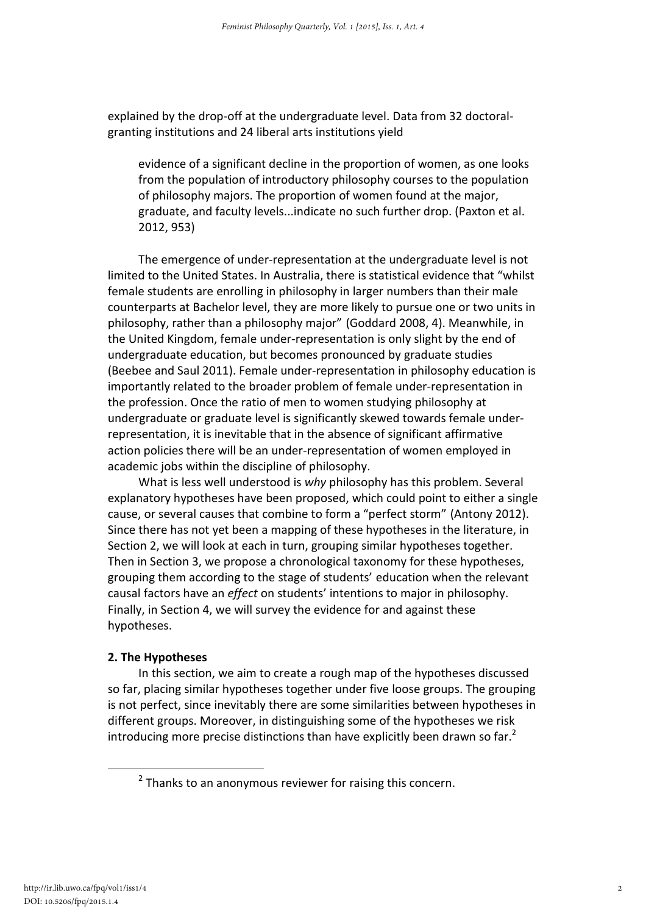explained by the drop-off at the undergraduate level. Data from 32 doctoral-granting institutions and 24 liberal arts institutions yield

> evidence of a significant decline in the proportion of women, as one looks from the population of introductory philosophy courses to the population of philosophy majors. The proportion of women found at the major, graduate, and faculty levels...indicate no such further drop. (Paxton et al. 2012, 953)

The emergence of under-representation at the undergraduate level is not limited to the United States. In Australia, there is statistical evidence that "whilst female students are enrolling in philosophy in larger numbers than their male counterparts at Bachelor level, they are more likely to pursue one or two units in philosophy, rather than a philosophy major" (Goddard 2008, 4). Meanwhile, in the United Kingdom, female under-representation is only slight by the end of undergraduate education, but becomes pronounced by graduate studies (Beebee and Saul 2011). Female under-representation in philosophy education is importantly related to the broader problem of female under-representation in the profession. Once the ratio of men to women studying philosophy at undergraduate or graduate level is significantly skewed towards female under-representation, it is inevitable that in the absence of significant affirmative action policies there will be an under-representation of women employed in academic jobs within the discipline of philosophy.

What is less well understood is *why* philosophy has this problem. Several explanatory hypotheses have been proposed, which could point to either a single cause, or several causes that combine to form a "perfect storm" (Antony 2012). Since there has not yet been a mapping of these hypotheses in the literature, in Section 2, we will look at each in turn, grouping similar hypotheses together. Then in Section 3, we propose a chronological taxonomy for these hypotheses, grouping them according to the stage of students' education when the relevant causal factors have an *effect* on students' intentions to major in philosophy. Finally, in Section 4, we will survey the evidence for and against these hypotheses.

## 2. The Hypotheses

In this section, we aim to create a rough map of the hypotheses discussed so far, placing similar hypotheses together under five loose groups. The grouping is not perfect, since inevitably there are some similarities between hypotheses in different groups. Moreover, in distinguishing some of the hypotheses we risk introducing more precise distinctions than have explicitly been drawn so far.[2]

[2] Thanks to an anonymous reviewer for raising this concern.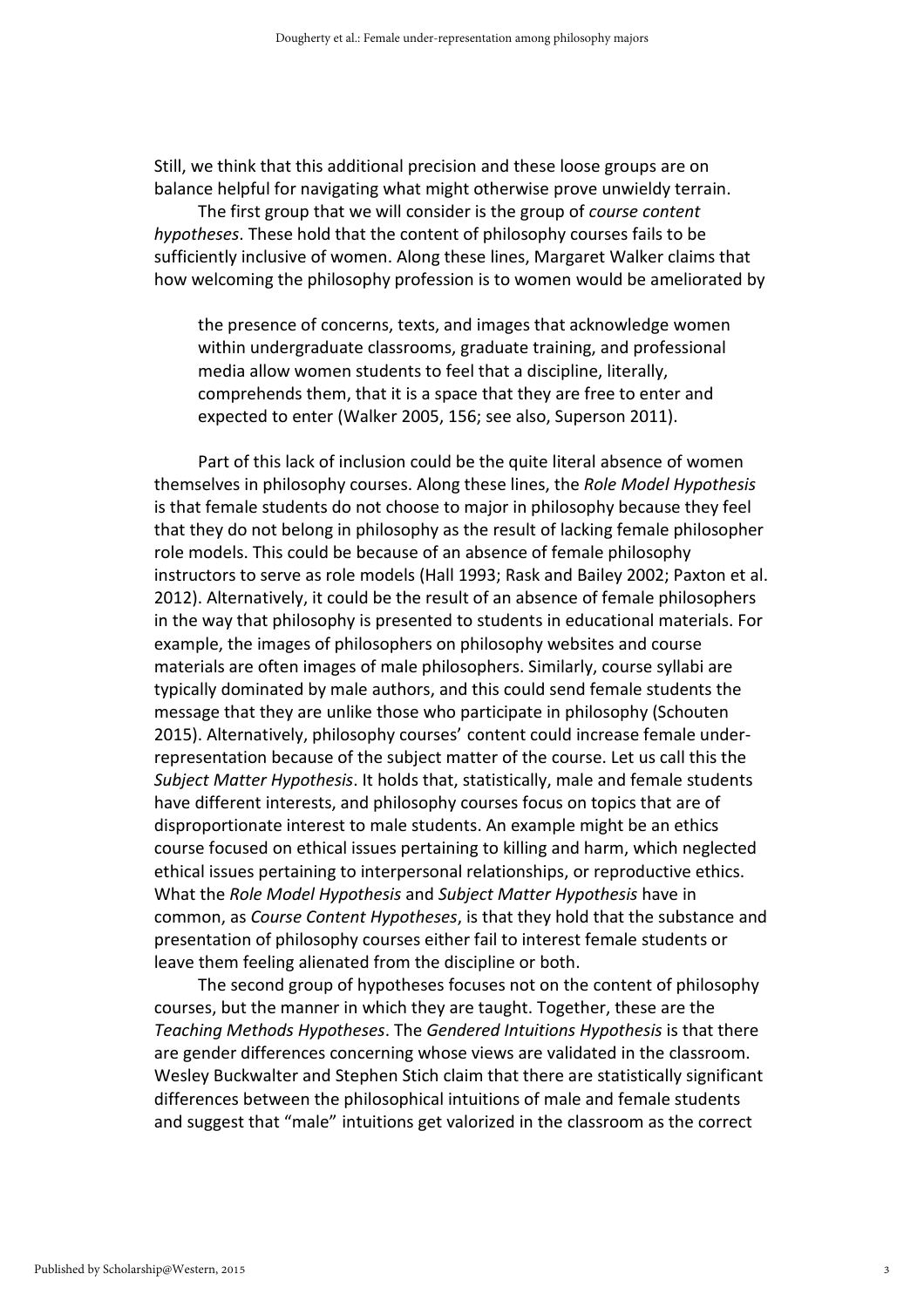Still, we think that this additional precision and these loose groups are on balance helpful for navigating what might otherwise prove unwieldy terrain.

The first group that we will consider is the group of *course content hypotheses*. These hold that the content of philosophy courses fails to be sufficiently inclusive of women. Along these lines, Margaret Walker claims that how welcoming the philosophy profession is to women would be ameliorated by

> the presence of concerns, texts, and images that acknowledge women within undergraduate classrooms, graduate training, and professional media allow women students to feel that a discipline, literally, comprehends them, that it is a space that they are free to enter and expected to enter (Walker 2005, 156; see also, Superson 2011).

Part of this lack of inclusion could be the quite literal absence of women themselves in philosophy courses. Along these lines, the *Role Model Hypothesis* is that female students do not choose to major in philosophy because they feel that they do not belong in philosophy as the result of lacking female philosopher role models. This could be because of an absence of female philosophy instructors to serve as role models (Hall 1993; Rask and Bailey 2002; Paxton et al. 2012). Alternatively, it could be the result of an absence of female philosophers in the way that philosophy is presented to students in educational materials. For example, the images of philosophers on philosophy websites and course materials are often images of male philosophers. Similarly, course syllabi are typically dominated by male authors, and this could send female students the message that they are unlike those who participate in philosophy (Schouten 2015). Alternatively, philosophy courses' content could increase female under-representation because of the subject matter of the course. Let us call this the *Subject Matter Hypothesis*. It holds that, statistically, male and female students have different interests, and philosophy courses focus on topics that are of disproportionate interest to male students. An example might be an ethics course focused on ethical issues pertaining to killing and harm, which neglected ethical issues pertaining to interpersonal relationships, or reproductive ethics. What the *Role Model Hypothesis* and *Subject Matter Hypothesis* have in common, as *Course Content Hypotheses*, is that they hold that the substance and presentation of philosophy courses either fail to interest female students or leave them feeling alienated from the discipline or both.

The second group of hypotheses focuses not on the content of philosophy courses, but the manner in which they are taught. Together, these are the *Teaching Methods Hypotheses*. The *Gendered Intuitions Hypothesis* is that there are gender differences concerning whose views are validated in the classroom. Wesley Buckwalter and Stephen Stich claim that there are statistically significant differences between the philosophical intuitions of male and female students and suggest that "male" intuitions get valorized in the classroom as the correct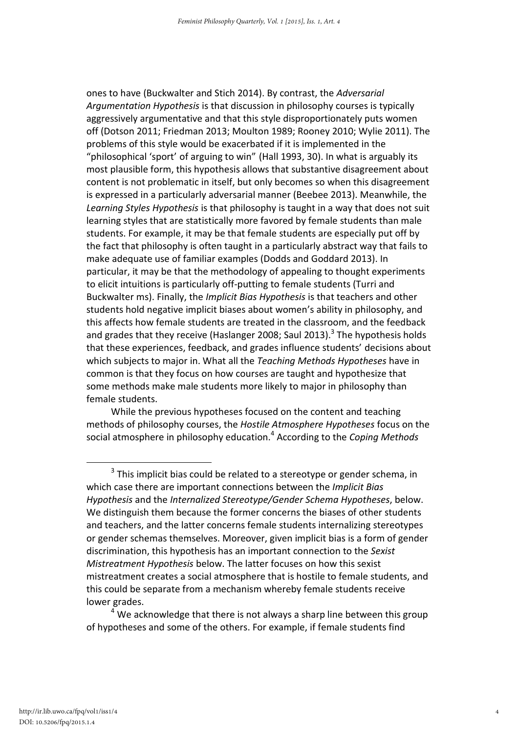ones to have (Buckwalter and Stich 2014). By contrast, the *Adversarial Argumentation Hypothesis* is that discussion in philosophy courses is typically aggressively argumentative and that this style disproportionately puts women off (Dotson 2011; Friedman 2013; Moulton 1989; Rooney 2010; Wylie 2011). The problems of this style would be exacerbated if it is implemented in the "philosophical 'sport' of arguing to win" (Hall 1993, 30). In what is arguably its most plausible form, this hypothesis allows that substantive disagreement about content is not problematic in itself, but only becomes so when this disagreement is expressed in a particularly adversarial manner (Beebee 2013). Meanwhile, the *Learning Styles Hypothesis* is that philosophy is taught in a way that does not suit learning styles that are statistically more favored by female students than male students. For example, it may be that female students are especially put off by the fact that philosophy is often taught in a particularly abstract way that fails to make adequate use of familiar examples (Dodds and Goddard 2013). In particular, it may be that the methodology of appealing to thought experiments to elicit intuitions is particularly off-putting to female students (Turri and Buckwalter ms). Finally, the *Implicit Bias Hypothesis* is that teachers and other students hold negative implicit biases about women's ability in philosophy, and this affects how female students are treated in the classroom, and the feedback and grades that they receive (Haslanger 2008; Saul 2013).[3] The hypothesis holds that these experiences, feedback, and grades influence students' decisions about which subjects to major in. What all the *Teaching Methods Hypotheses* have in common is that they focus on how courses are taught and hypothesize that some methods make male students more likely to major in philosophy than female students.

While the previous hypotheses focused on the content and teaching methods of philosophy courses, the *Hostile Atmosphere Hypotheses* focus on the social atmosphere in philosophy education.[4] According to the *Coping Methods*

[3] This implicit bias could be related to a stereotype or gender schema, in which case there are important connections between the *Implicit Bias Hypothesis* and the *Internalized Stereotype/Gender Schema Hypotheses*, below. We distinguish them because the former concerns the biases of other students and teachers, and the latter concerns female students internalizing stereotypes or gender schemas themselves. Moreover, given implicit bias is a form of gender discrimination, this hypothesis has an important connection to the *Sexist Mistreatment Hypothesis* below. The latter focuses on how this sexist mistreatment creates a social atmosphere that is hostile to female students, and this could be separate from a mechanism whereby female students receive lower grades.

[4] We acknowledge that there is not always a sharp line between this group of hypotheses and some of the others. For example, if female students find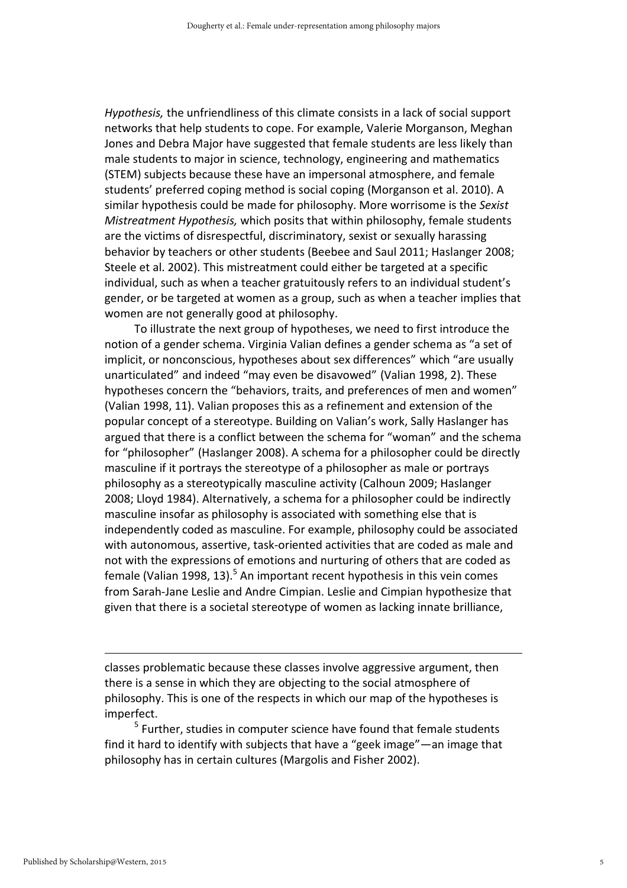*Hypothesis,* the unfriendliness of this climate consists in a lack of social support networks that help students to cope. For example, Valerie Morganson, Meghan Jones and Debra Major have suggested that female students are less likely than male students to major in science, technology, engineering and mathematics (STEM) subjects because these have an impersonal atmosphere, and female students' preferred coping method is social coping (Morganson et al. 2010). A similar hypothesis could be made for philosophy. More worrisome is the *Sexist Mistreatment Hypothesis,* which posits that within philosophy, female students are the victims of disrespectful, discriminatory, sexist or sexually harassing behavior by teachers or other students (Beebee and Saul 2011; Haslanger 2008; Steele et al. 2002). This mistreatment could either be targeted at a specific individual, such as when a teacher gratuitously refers to an individual student's gender, or be targeted at women as a group, such as when a teacher implies that women are not generally good at philosophy.

To illustrate the next group of hypotheses, we need to first introduce the notion of a gender schema. Virginia Valian defines a gender schema as "a set of implicit, or nonconscious, hypotheses about sex differences" which "are usually unarticulated" and indeed "may even be disavowed" (Valian 1998, 2). These hypotheses concern the "behaviors, traits, and preferences of men and women" (Valian 1998, 11). Valian proposes this as a refinement and extension of the popular concept of a stereotype. Building on Valian's work, Sally Haslanger has argued that there is a conflict between the schema for "woman" and the schema for "philosopher" (Haslanger 2008). A schema for a philosopher could be directly masculine if it portrays the stereotype of a philosopher as male or portrays philosophy as a stereotypically masculine activity (Calhoun 2009; Haslanger 2008; Lloyd 1984). Alternatively, a schema for a philosopher could be indirectly masculine insofar as philosophy is associated with something else that is independently coded as masculine. For example, philosophy could be associated with autonomous, assertive, task-oriented activities that are coded as male and not with the expressions of emotions and nurturing of others that are coded as female (Valian 1998, 13).[5] An important recent hypothesis in this vein comes from Sarah-Jane Leslie and Andre Cimpian. Leslie and Cimpian hypothesize that given that there is a societal stereotype of women as lacking innate brilliance,

---

classes problematic because these classes involve aggressive argument, then there is a sense in which they are objecting to the social atmosphere of philosophy. This is one of the respects in which our map of the hypotheses is imperfect.

[5] Further, studies in computer science have found that female students find it hard to identify with subjects that have a "geek image"—an image that philosophy has in certain cultures (Margolis and Fisher 2002).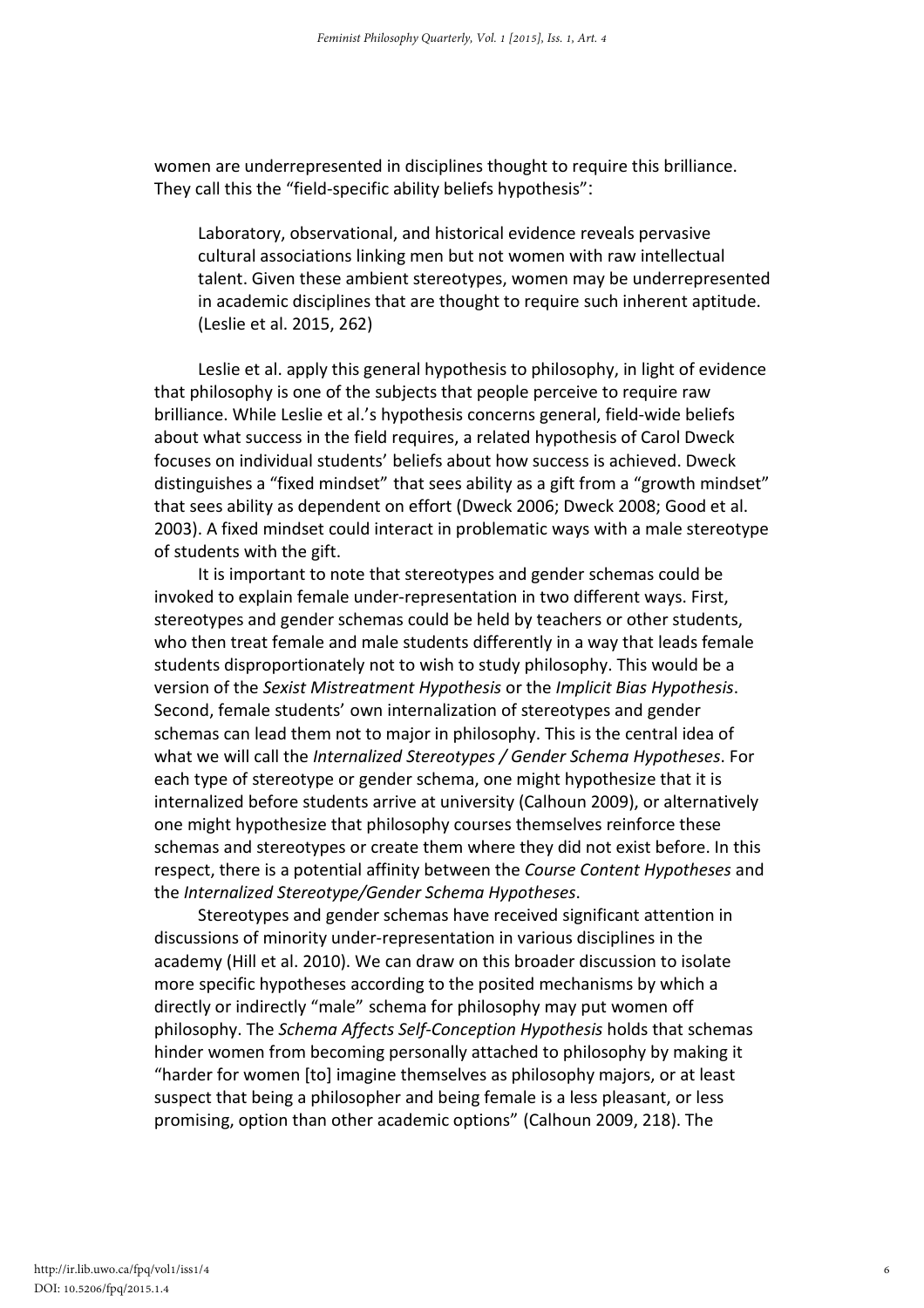women are underrepresented in disciplines thought to require this brilliance. They call this the "field-specific ability beliefs hypothesis":

> Laboratory, observational, and historical evidence reveals pervasive cultural associations linking men but not women with raw intellectual talent. Given these ambient stereotypes, women may be underrepresented in academic disciplines that are thought to require such inherent aptitude. (Leslie et al. 2015, 262)

Leslie et al. apply this general hypothesis to philosophy, in light of evidence that philosophy is one of the subjects that people perceive to require raw brilliance. While Leslie et al.'s hypothesis concerns general, field-wide beliefs about what success in the field requires, a related hypothesis of Carol Dweck focuses on individual students' beliefs about how success is achieved. Dweck distinguishes a "fixed mindset" that sees ability as a gift from a "growth mindset" that sees ability as dependent on effort (Dweck 2006; Dweck 2008; Good et al. 2003). A fixed mindset could interact in problematic ways with a male stereotype of students with the gift.

It is important to note that stereotypes and gender schemas could be invoked to explain female under-representation in two different ways. First, stereotypes and gender schemas could be held by teachers or other students, who then treat female and male students differently in a way that leads female students disproportionately not to wish to study philosophy. This would be a version of the *Sexist Mistreatment Hypothesis* or the *Implicit Bias Hypothesis*. Second, female students' own internalization of stereotypes and gender schemas can lead them not to major in philosophy. This is the central idea of what we will call the *Internalized Stereotypes / Gender Schema Hypotheses*. For each type of stereotype or gender schema, one might hypothesize that it is internalized before students arrive at university (Calhoun 2009), or alternatively one might hypothesize that philosophy courses themselves reinforce these schemas and stereotypes or create them where they did not exist before. In this respect, there is a potential affinity between the *Course Content Hypotheses* and the *Internalized Stereotype/Gender Schema Hypotheses*.

Stereotypes and gender schemas have received significant attention in discussions of minority under-representation in various disciplines in the academy (Hill et al. 2010). We can draw on this broader discussion to isolate more specific hypotheses according to the posited mechanisms by which a directly or indirectly "male" schema for philosophy may put women off philosophy. The *Schema Affects Self-Conception Hypothesis* holds that schemas hinder women from becoming personally attached to philosophy by making it "harder for women [to] imagine themselves as philosophy majors, or at least suspect that being a philosopher and being female is a less pleasant, or less promising, option than other academic options" (Calhoun 2009, 218). The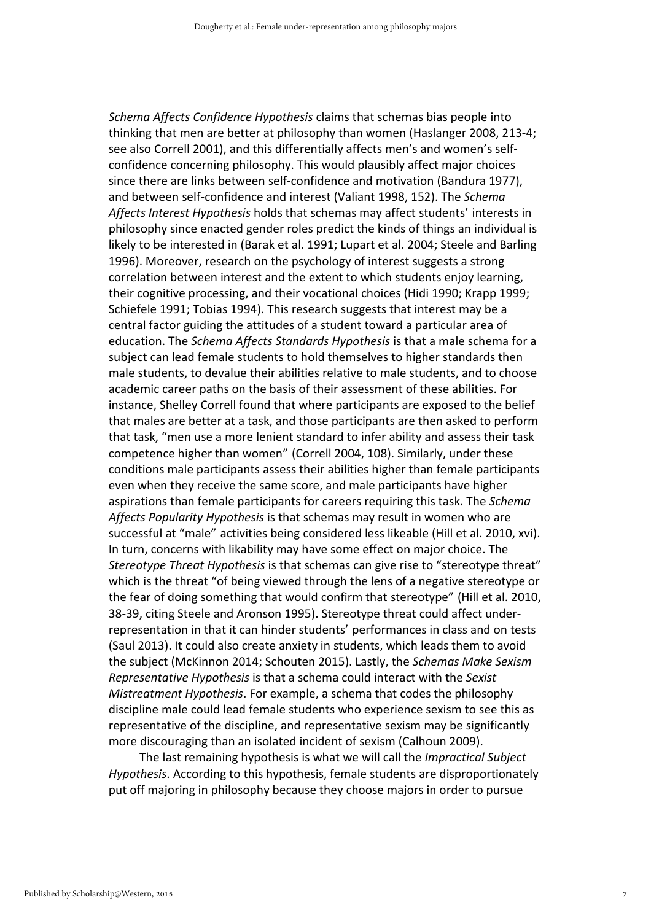*Schema Affects Confidence Hypothesis* claims that schemas bias people into thinking that men are better at philosophy than women (Haslanger 2008, 213-4; see also Correll 2001), and this differentially affects men's and women's self-confidence concerning philosophy. This would plausibly affect major choices since there are links between self-confidence and motivation (Bandura 1977), and between self-confidence and interest (Valiant 1998, 152). The *Schema Affects Interest Hypothesis* holds that schemas may affect students' interests in philosophy since enacted gender roles predict the kinds of things an individual is likely to be interested in (Barak et al. 1991; Lupart et al. 2004; Steele and Barling 1996). Moreover, research on the psychology of interest suggests a strong correlation between interest and the extent to which students enjoy learning, their cognitive processing, and their vocational choices (Hidi 1990; Krapp 1999; Schiefele 1991; Tobias 1994). This research suggests that interest may be a central factor guiding the attitudes of a student toward a particular area of education. The *Schema Affects Standards Hypothesis* is that a male schema for a subject can lead female students to hold themselves to higher standards then male students, to devalue their abilities relative to male students, and to choose academic career paths on the basis of their assessment of these abilities. For instance, Shelley Correll found that where participants are exposed to the belief that males are better at a task, and those participants are then asked to perform that task, "men use a more lenient standard to infer ability and assess their task competence higher than women" (Correll 2004, 108). Similarly, under these conditions male participants assess their abilities higher than female participants even when they receive the same score, and male participants have higher aspirations than female participants for careers requiring this task. The *Schema Affects Popularity Hypothesis* is that schemas may result in women who are successful at "male" activities being considered less likeable (Hill et al. 2010, xvi). In turn, concerns with likability may have some effect on major choice. The *Stereotype Threat Hypothesis* is that schemas can give rise to "stereotype threat" which is the threat "of being viewed through the lens of a negative stereotype or the fear of doing something that would confirm that stereotype" (Hill et al. 2010, 38-39, citing Steele and Aronson 1995). Stereotype threat could affect under-representation in that it can hinder students' performances in class and on tests (Saul 2013). It could also create anxiety in students, which leads them to avoid the subject (McKinnon 2014; Schouten 2015). Lastly, the *Schemas Make Sexism Representative Hypothesis* is that a schema could interact with the *Sexist Mistreatment Hypothesis*. For example, a schema that codes the philosophy discipline male could lead female students who experience sexism to see this as representative of the discipline, and representative sexism may be significantly more discouraging than an isolated incident of sexism (Calhoun 2009).

The last remaining hypothesis is what we will call the *Impractical Subject Hypothesis*. According to this hypothesis, female students are disproportionately put off majoring in philosophy because they choose majors in order to pursue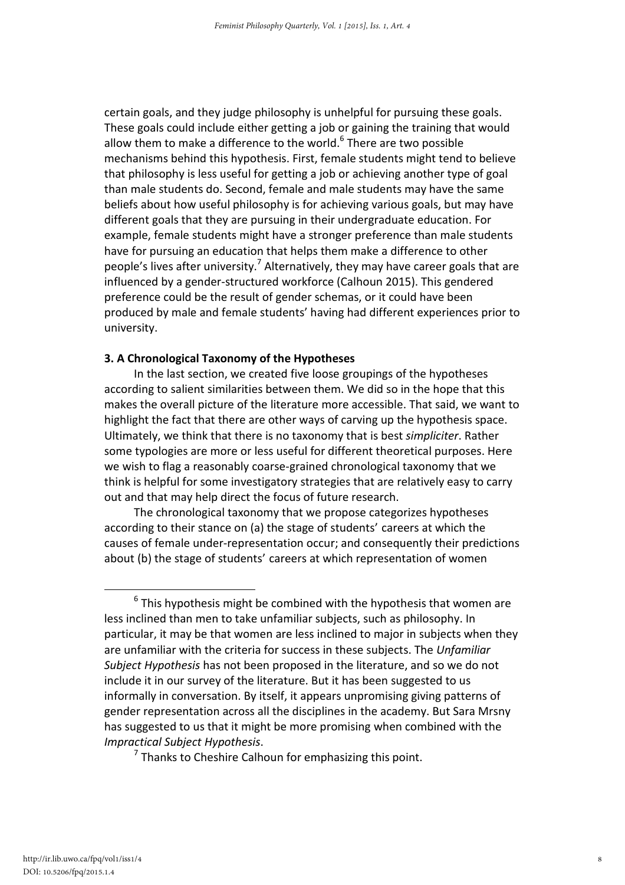certain goals, and they judge philosophy is unhelpful for pursuing these goals. These goals could include either getting a job or gaining the training that would allow them to make a difference to the world.[6] There are two possible mechanisms behind this hypothesis. First, female students might tend to believe that philosophy is less useful for getting a job or achieving another type of goal than male students do. Second, female and male students may have the same beliefs about how useful philosophy is for achieving various goals, but may have different goals that they are pursuing in their undergraduate education. For example, female students might have a stronger preference than male students have for pursuing an education that helps them make a difference to other people's lives after university.[7] Alternatively, they may have career goals that are influenced by a gender-structured workforce (Calhoun 2015). This gendered preference could be the result of gender schemas, or it could have been produced by male and female students' having had different experiences prior to university.

### 3. A Chronological Taxonomy of the Hypotheses

In the last section, we created five loose groupings of the hypotheses according to salient similarities between them. We did so in the hope that this makes the overall picture of the literature more accessible. That said, we want to highlight the fact that there are other ways of carving up the hypothesis space. Ultimately, we think that there is no taxonomy that is best *simpliciter*. Rather some typologies are more or less useful for different theoretical purposes. Here we wish to flag a reasonably coarse-grained chronological taxonomy that we think is helpful for some investigatory strategies that are relatively easy to carry out and that may help direct the focus of future research.

The chronological taxonomy that we propose categorizes hypotheses according to their stance on (a) the stage of students' careers at which the causes of female under-representation occur; and consequently their predictions about (b) the stage of students' careers at which representation of women

---

[6] This hypothesis might be combined with the hypothesis that women are less inclined than men to take unfamiliar subjects, such as philosophy. In particular, it may be that women are less inclined to major in subjects when they are unfamiliar with the criteria for success in these subjects. The *Unfamiliar Subject Hypothesis* has not been proposed in the literature, and so we do not include it in our survey of the literature. But it has been suggested to us informally in conversation. By itself, it appears unpromising giving patterns of gender representation across all the disciplines in the academy. But Sara Mrsny has suggested to us that it might be more promising when combined with the *Impractical Subject Hypothesis*.

[7] Thanks to Cheshire Calhoun for emphasizing this point.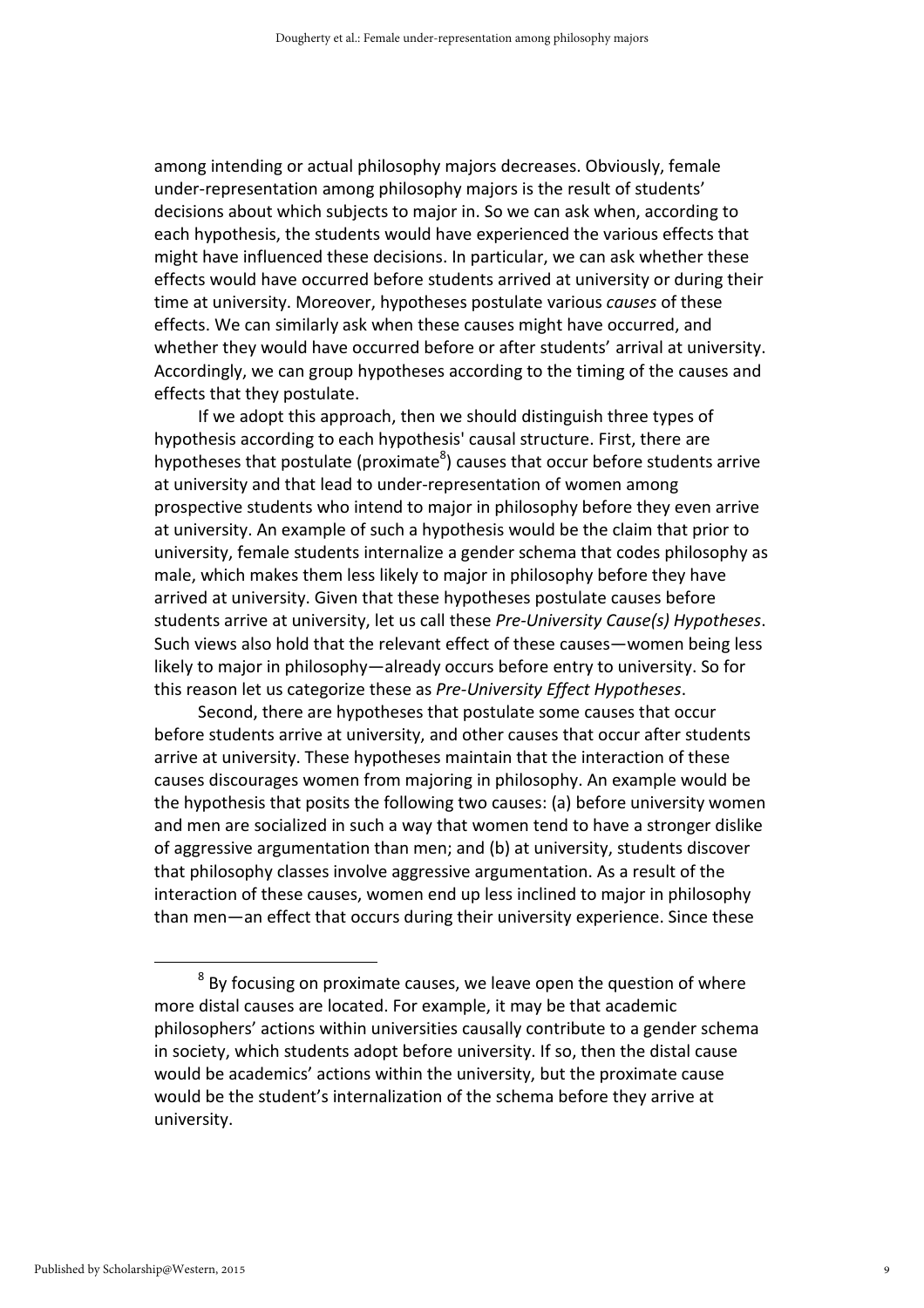among intending or actual philosophy majors decreases. Obviously, female under-representation among philosophy majors is the result of students' decisions about which subjects to major in. So we can ask when, according to each hypothesis, the students would have experienced the various effects that might have influenced these decisions. In particular, we can ask whether these effects would have occurred before students arrived at university or during their time at university. Moreover, hypotheses postulate various *causes* of these effects. We can similarly ask when these causes might have occurred, and whether they would have occurred before or after students' arrival at university. Accordingly, we can group hypotheses according to the timing of the causes and effects that they postulate.

If we adopt this approach, then we should distinguish three types of hypothesis according to each hypothesis' causal structure. First, there are hypotheses that postulate (proximate[8]) causes that occur before students arrive at university and that lead to under-representation of women among prospective students who intend to major in philosophy before they even arrive at university. An example of such a hypothesis would be the claim that prior to university, female students internalize a gender schema that codes philosophy as male, which makes them less likely to major in philosophy before they have arrived at university. Given that these hypotheses postulate causes before students arrive at university, let us call these *Pre-University Cause(s) Hypotheses*. Such views also hold that the relevant effect of these causes—women being less likely to major in philosophy—already occurs before entry to university. So for this reason let us categorize these as *Pre-University Effect Hypotheses*.

Second, there are hypotheses that postulate some causes that occur before students arrive at university, and other causes that occur after students arrive at university. These hypotheses maintain that the interaction of these causes discourages women from majoring in philosophy. An example would be the hypothesis that posits the following two causes: (a) before university women and men are socialized in such a way that women tend to have a stronger dislike of aggressive argumentation than men; and (b) at university, students discover that philosophy classes involve aggressive argumentation. As a result of the interaction of these causes, women end up less inclined to major in philosophy than men—an effect that occurs during their university experience. Since these

[8] By focusing on proximate causes, we leave open the question of where more distal causes are located. For example, it may be that academic philosophers' actions within universities causally contribute to a gender schema in society, which students adopt before university. If so, then the distal cause would be academics' actions within the university, but the proximate cause would be the student's internalization of the schema before they arrive at university.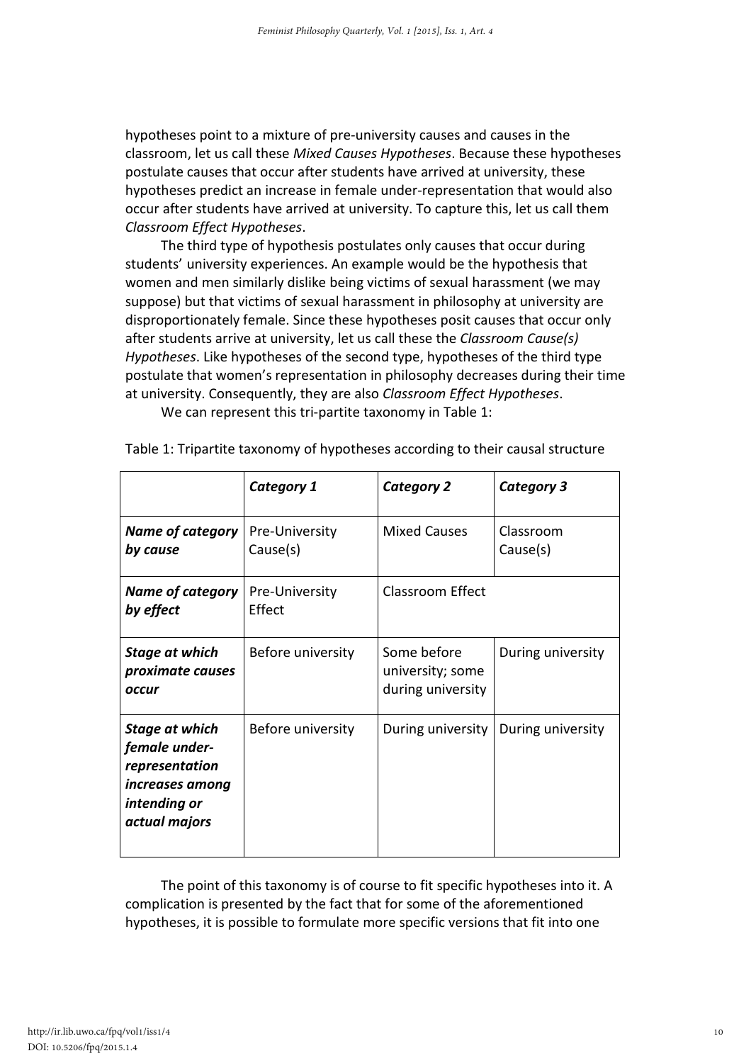hypotheses point to a mixture of pre-university causes and causes in the classroom, let us call these *Mixed Causes Hypotheses*. Because these hypotheses postulate causes that occur after students have arrived at university, these hypotheses predict an increase in female under-representation that would also occur after students have arrived at university. To capture this, let us call them *Classroom Effect Hypotheses*.

The third type of hypothesis postulates only causes that occur during students' university experiences. An example would be the hypothesis that women and men similarly dislike being victims of sexual harassment (we may suppose) but that victims of sexual harassment in philosophy at university are disproportionately female. Since these hypotheses posit causes that occur only after students arrive at university, let us call these the *Classroom Cause(s) Hypotheses*. Like hypotheses of the second type, hypotheses of the third type postulate that women's representation in philosophy decreases during their time at university. Consequently, they are also *Classroom Effect Hypotheses*.

We can represent this tri-partite taxonomy in Table 1:

Table 1: Tripartite taxonomy of hypotheses according to their causal structure

| | ***Category 1*** | ***Category 2*** | ***Category 3*** |
|---|---|---|---|
| ***Name of category by cause*** | Pre-University Cause(s) | Mixed Causes | Classroom Cause(s) |
| ***Name of category by effect*** | Pre-University Effect | Classroom Effect | |
| ***Stage at which proximate causes occur*** | Before university | Some before university; some during university | During university |
| ***Stage at which female under-representation increases among intending or actual majors*** | Before university | During university | During university |

The point of this taxonomy is of course to fit specific hypotheses into it. A complication is presented by the fact that for some of the aforementioned hypotheses, it is possible to formulate more specific versions that fit into one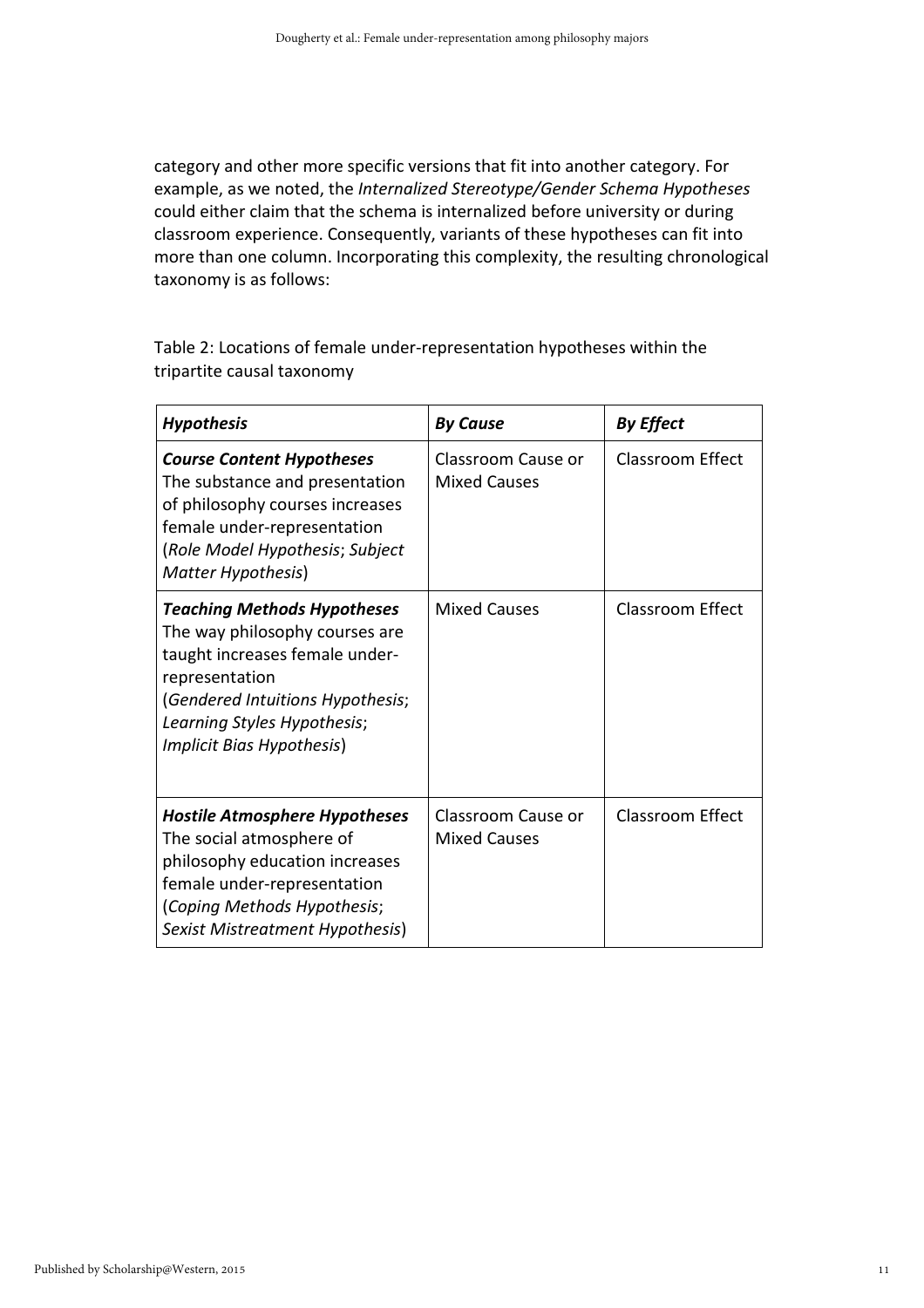category and other more specific versions that fit into another category. For example, as we noted, the *Internalized Stereotype/Gender Schema Hypotheses* could either claim that the schema is internalized before university or during classroom experience. Consequently, variants of these hypotheses can fit into more than one column. Incorporating this complexity, the resulting chronological taxonomy is as follows:

Table 2: Locations of female under-representation hypotheses within the tripartite causal taxonomy

| ***Hypothesis*** | ***By Cause*** | ***By Effect*** |
|---|---|---|
| ***Course Content Hypotheses*** The substance and presentation of philosophy courses increases female under-representation (*Role Model Hypothesis*; *Subject Matter Hypothesis*) | Classroom Cause or Mixed Causes | Classroom Effect |
| ***Teaching Methods Hypotheses*** The way philosophy courses are taught increases female under-representation (*Gendered Intuitions Hypothesis*; *Learning Styles Hypothesis*; *Implicit Bias Hypothesis*) | Mixed Causes | Classroom Effect |
| ***Hostile Atmosphere Hypotheses*** The social atmosphere of philosophy education increases female under-representation (*Coping Methods Hypothesis*; *Sexist Mistreatment Hypothesis*) | Classroom Cause or Mixed Causes | Classroom Effect |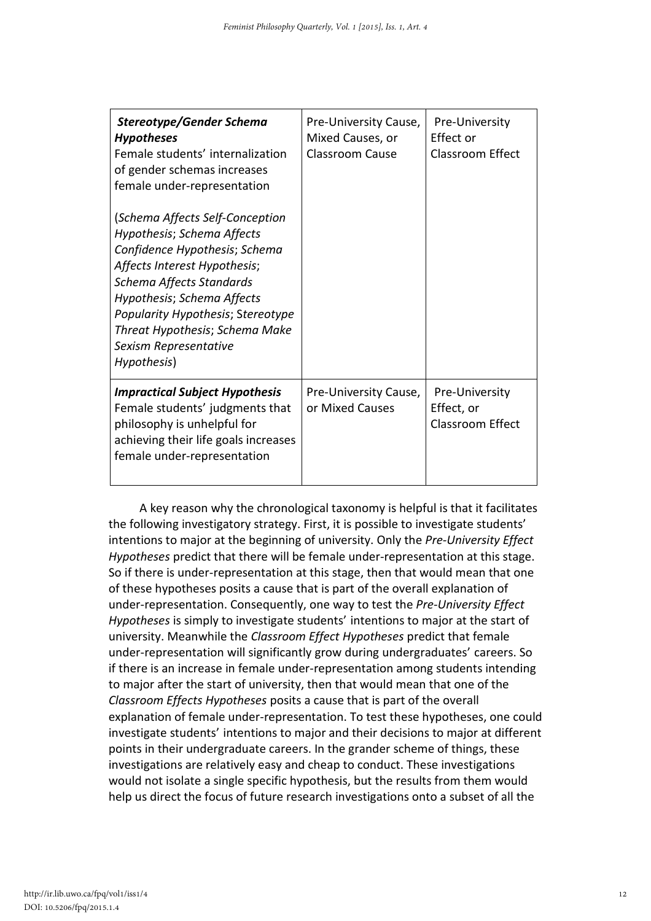| | | |
|---|---|---|
| ***Stereotype/Gender Schema Hypotheses*** Female students' internalization of gender schemas increases female under-representation (*Schema Affects Self-Conception Hypothesis*; *Schema Affects Confidence Hypothesis*; *Schema Affects Interest Hypothesis*; *Schema Affects Standards Hypothesis*; *Schema Affects Popularity Hypothesis*; *Stereotype Threat Hypothesis*; *Schema Make Sexism Representative Hypothesis*) | Pre-University Cause, Mixed Causes, or Classroom Cause | Pre-University Effect or Classroom Effect |
| ***Impractical Subject Hypothesis*** Female students' judgments that philosophy is unhelpful for achieving their life goals increases female under-representation | Pre-University Cause, or Mixed Causes | Pre-University Effect, or Classroom Effect |

A key reason why the chronological taxonomy is helpful is that it facilitates the following investigatory strategy. First, it is possible to investigate students' intentions to major at the beginning of university. Only the *Pre-University Effect Hypotheses* predict that there will be female under-representation at this stage. So if there is under-representation at this stage, then that would mean that one of these hypotheses posits a cause that is part of the overall explanation of under-representation. Consequently, one way to test the *Pre-University Effect Hypotheses* is simply to investigate students' intentions to major at the start of university. Meanwhile the *Classroom Effect Hypotheses* predict that female under-representation will significantly grow during undergraduates' careers. So if there is an increase in female under-representation among students intending to major after the start of university, then that would mean that one of the *Classroom Effects Hypotheses* posits a cause that is part of the overall explanation of female under-representation. To test these hypotheses, one could investigate students' intentions to major and their decisions to major at different points in their undergraduate careers. In the grander scheme of things, these investigations are relatively easy and cheap to conduct. These investigations would not isolate a single specific hypothesis, but the results from them would help us direct the focus of future research investigations onto a subset of all the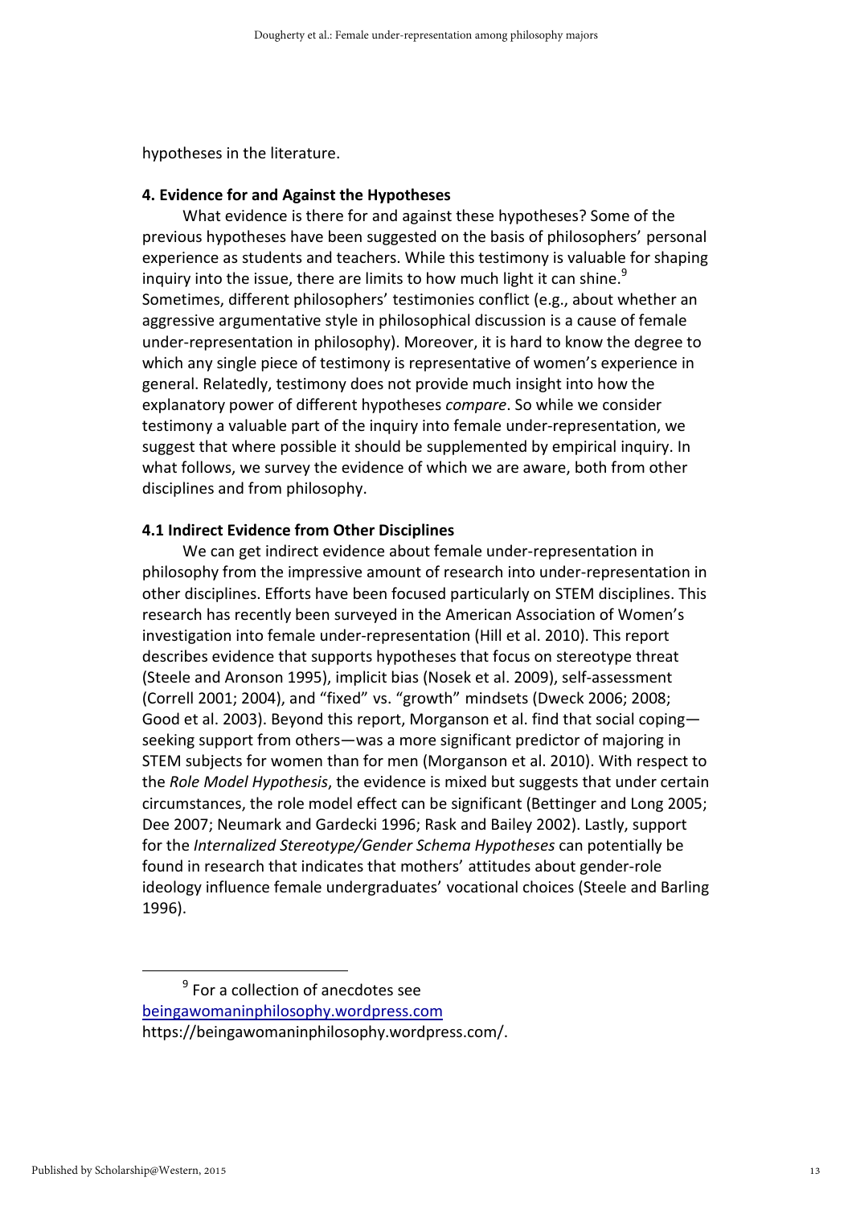hypotheses in the literature.

### 4. Evidence for and Against the Hypotheses

What evidence is there for and against these hypotheses? Some of the previous hypotheses have been suggested on the basis of philosophers' personal experience as students and teachers. While this testimony is valuable for shaping inquiry into the issue, there are limits to how much light it can shine.[9] Sometimes, different philosophers' testimonies conflict (e.g., about whether an aggressive argumentative style in philosophical discussion is a cause of female under-representation in philosophy). Moreover, it is hard to know the degree to which any single piece of testimony is representative of women's experience in general. Relatedly, testimony does not provide much insight into how the explanatory power of different hypotheses *compare*. So while we consider testimony a valuable part of the inquiry into female under-representation, we suggest that where possible it should be supplemented by empirical inquiry. In what follows, we survey the evidence of which we are aware, both from other disciplines and from philosophy.

#### 4.1 Indirect Evidence from Other Disciplines

We can get indirect evidence about female under-representation in philosophy from the impressive amount of research into under-representation in other disciplines. Efforts have been focused particularly on STEM disciplines. This research has recently been surveyed in the American Association of Women's investigation into female under-representation (Hill et al. 2010). This report describes evidence that supports hypotheses that focus on stereotype threat (Steele and Aronson 1995), implicit bias (Nosek et al. 2009), self-assessment (Correll 2001; 2004), and "fixed" vs. "growth" mindsets (Dweck 2006; 2008; Good et al. 2003). Beyond this report, Morganson et al. find that social coping—seeking support from others—was a more significant predictor of majoring in STEM subjects for women than for men (Morganson et al. 2010). With respect to the *Role Model Hypothesis*, the evidence is mixed but suggests that under certain circumstances, the role model effect can be significant (Bettinger and Long 2005; Dee 2007; Neumark and Gardecki 1996; Rask and Bailey 2002). Lastly, support for the *Internalized Stereotype/Gender Schema Hypotheses* can potentially be found in research that indicates that mothers' attitudes about gender-role ideology influence female undergraduates' vocational choices (Steele and Barling 1996).

---

[9] For a collection of anecdotes see beingawomaninphilosophy.wordpress.com https://beingawomaninphilosophy.wordpress.com/.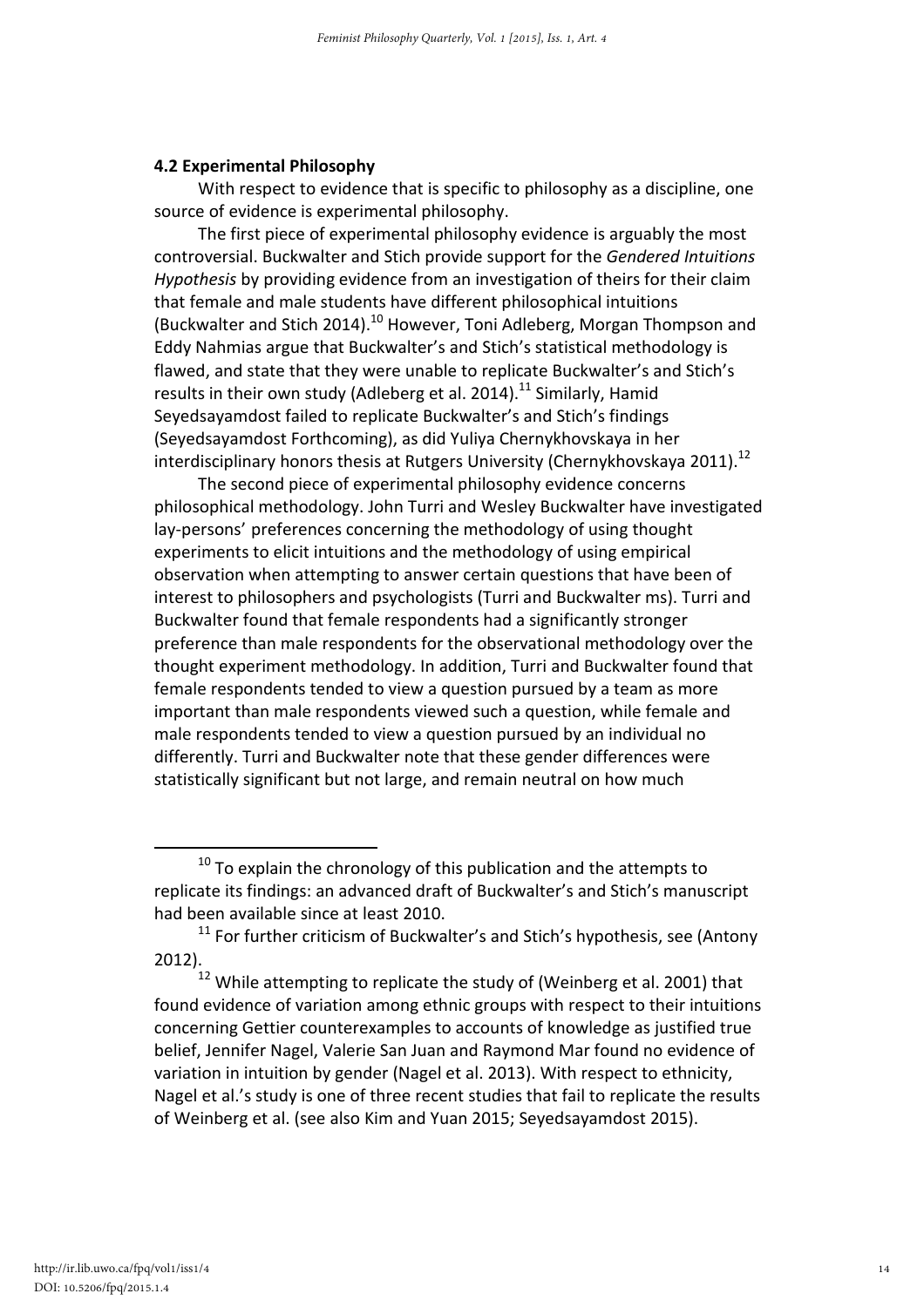### 4.2 Experimental Philosophy

With respect to evidence that is specific to philosophy as a discipline, one source of evidence is experimental philosophy.

The first piece of experimental philosophy evidence is arguably the most controversial. Buckwalter and Stich provide support for the *Gendered Intuitions Hypothesis* by providing evidence from an investigation of theirs for their claim that female and male students have different philosophical intuitions (Buckwalter and Stich 2014).[10] However, Toni Adleberg, Morgan Thompson and Eddy Nahmias argue that Buckwalter's and Stich's statistical methodology is flawed, and state that they were unable to replicate Buckwalter's and Stich's results in their own study (Adleberg et al. 2014).[11] Similarly, Hamid Seyedsayamdost failed to replicate Buckwalter's and Stich's findings (Seyedsayamdost Forthcoming), as did Yuliya Chernykhovskaya in her interdisciplinary honors thesis at Rutgers University (Chernykhovskaya 2011).[12]

The second piece of experimental philosophy evidence concerns philosophical methodology. John Turri and Wesley Buckwalter have investigated lay-persons' preferences concerning the methodology of using thought experiments to elicit intuitions and the methodology of using empirical observation when attempting to answer certain questions that have been of interest to philosophers and psychologists (Turri and Buckwalter ms). Turri and Buckwalter found that female respondents had a significantly stronger preference than male respondents for the observational methodology over the thought experiment methodology. In addition, Turri and Buckwalter found that female respondents tended to view a question pursued by a team as more important than male respondents viewed such a question, while female and male respondents tended to view a question pursued by an individual no differently. Turri and Buckwalter note that these gender differences were statistically significant but not large, and remain neutral on how much

---

[10] To explain the chronology of this publication and the attempts to replicate its findings: an advanced draft of Buckwalter's and Stich's manuscript had been available since at least 2010.

[11] For further criticism of Buckwalter's and Stich's hypothesis, see (Antony 2012).

[12] While attempting to replicate the study of (Weinberg et al. 2001) that found evidence of variation among ethnic groups with respect to their intuitions concerning Gettier counterexamples to accounts of knowledge as justified true belief, Jennifer Nagel, Valerie San Juan and Raymond Mar found no evidence of variation in intuition by gender (Nagel et al. 2013). With respect to ethnicity, Nagel et al.'s study is one of three recent studies that fail to replicate the results of Weinberg et al. (see also Kim and Yuan 2015; Seyedsayamdost 2015).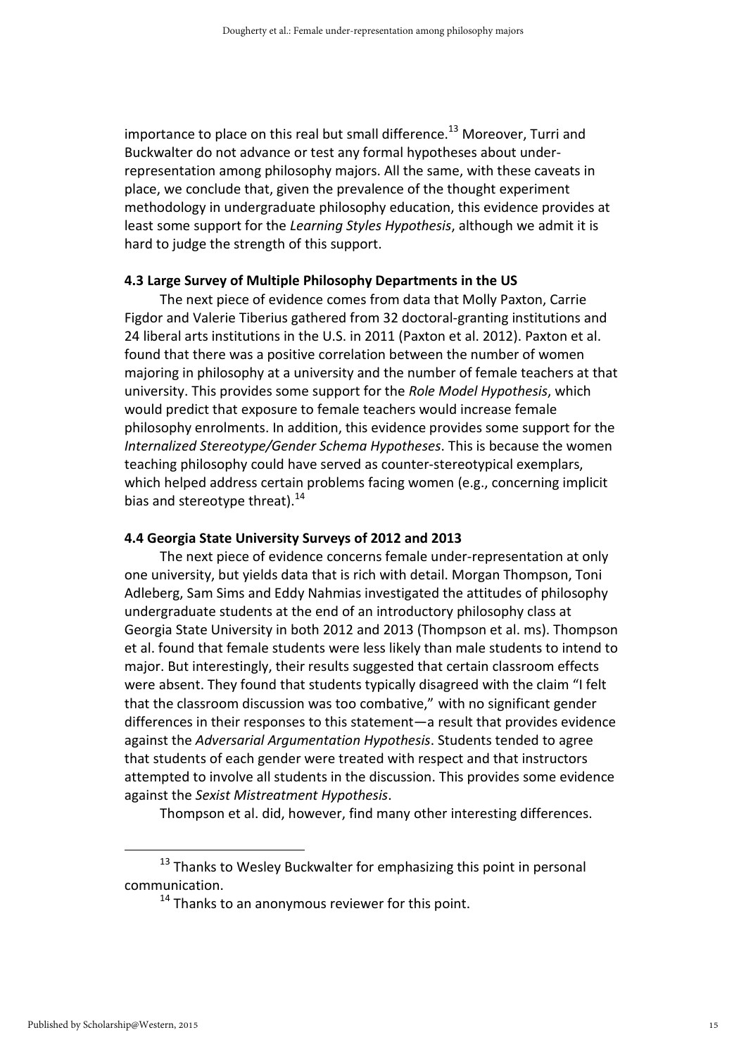importance to place on this real but small difference.[13] Moreover, Turri and Buckwalter do not advance or test any formal hypotheses about under-representation among philosophy majors. All the same, with these caveats in place, we conclude that, given the prevalence of the thought experiment methodology in undergraduate philosophy education, this evidence provides at least some support for the *Learning Styles Hypothesis*, although we admit it is hard to judge the strength of this support.

### 4.3 Large Survey of Multiple Philosophy Departments in the US

The next piece of evidence comes from data that Molly Paxton, Carrie Figdor and Valerie Tiberius gathered from 32 doctoral-granting institutions and 24 liberal arts institutions in the U.S. in 2011 (Paxton et al. 2012). Paxton et al. found that there was a positive correlation between the number of women majoring in philosophy at a university and the number of female teachers at that university. This provides some support for the *Role Model Hypothesis*, which would predict that exposure to female teachers would increase female philosophy enrolments. In addition, this evidence provides some support for the *Internalized Stereotype/Gender Schema Hypotheses*. This is because the women teaching philosophy could have served as counter-stereotypical exemplars, which helped address certain problems facing women (e.g., concerning implicit bias and stereotype threat).[14]

### 4.4 Georgia State University Surveys of 2012 and 2013

The next piece of evidence concerns female under-representation at only one university, but yields data that is rich with detail. Morgan Thompson, Toni Adleberg, Sam Sims and Eddy Nahmias investigated the attitudes of philosophy undergraduate students at the end of an introductory philosophy class at Georgia State University in both 2012 and 2013 (Thompson et al. ms). Thompson et al. found that female students were less likely than male students to intend to major. But interestingly, their results suggested that certain classroom effects were absent. They found that students typically disagreed with the claim "I felt that the classroom discussion was too combative," with no significant gender differences in their responses to this statement—a result that provides evidence against the *Adversarial Argumentation Hypothesis*. Students tended to agree that students of each gender were treated with respect and that instructors attempted to involve all students in the discussion. This provides some evidence against the *Sexist Mistreatment Hypothesis*.

Thompson et al. did, however, find many other interesting differences.

---

[13] Thanks to Wesley Buckwalter for emphasizing this point in personal communication.

[14] Thanks to an anonymous reviewer for this point.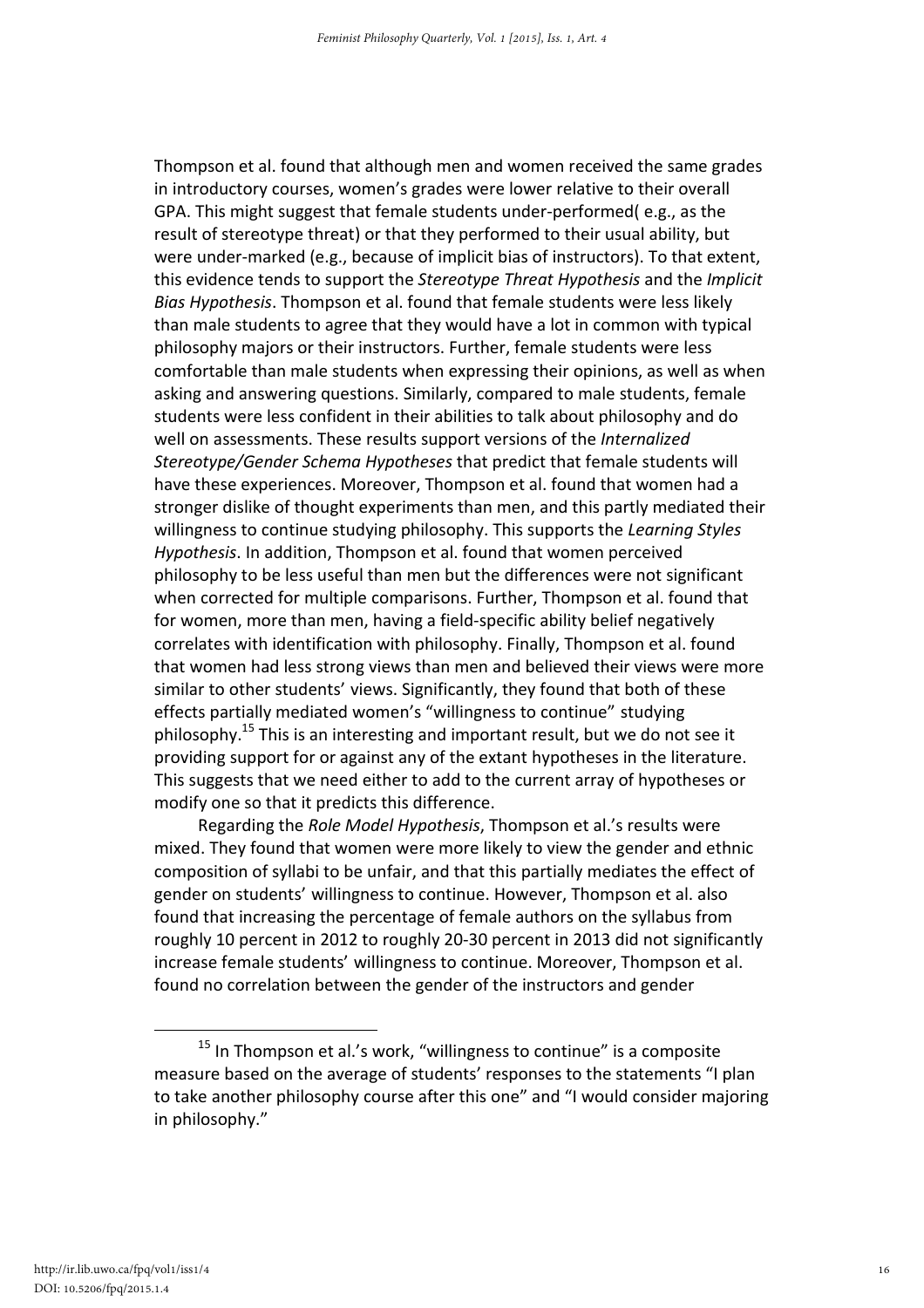Thompson et al. found that although men and women received the same grades in introductory courses, women's grades were lower relative to their overall GPA. This might suggest that female students under-performed( e.g., as the result of stereotype threat) or that they performed to their usual ability, but were under-marked (e.g., because of implicit bias of instructors). To that extent, this evidence tends to support the *Stereotype Threat Hypothesis* and the *Implicit Bias Hypothesis*. Thompson et al. found that female students were less likely than male students to agree that they would have a lot in common with typical philosophy majors or their instructors. Further, female students were less comfortable than male students when expressing their opinions, as well as when asking and answering questions. Similarly, compared to male students, female students were less confident in their abilities to talk about philosophy and do well on assessments. These results support versions of the *Internalized Stereotype/Gender Schema Hypotheses* that predict that female students will have these experiences. Moreover, Thompson et al. found that women had a stronger dislike of thought experiments than men, and this partly mediated their willingness to continue studying philosophy. This supports the *Learning Styles Hypothesis*. In addition, Thompson et al. found that women perceived philosophy to be less useful than men but the differences were not significant when corrected for multiple comparisons. Further, Thompson et al. found that for women, more than men, having a field-specific ability belief negatively correlates with identification with philosophy. Finally, Thompson et al. found that women had less strong views than men and believed their views were more similar to other students' views. Significantly, they found that both of these effects partially mediated women's "willingness to continue" studying philosophy.[15] This is an interesting and important result, but we do not see it providing support for or against any of the extant hypotheses in the literature. This suggests that we need either to add to the current array of hypotheses or modify one so that it predicts this difference.

Regarding the *Role Model Hypothesis*, Thompson et al.'s results were mixed. They found that women were more likely to view the gender and ethnic composition of syllabi to be unfair, and that this partially mediates the effect of gender on students' willingness to continue. However, Thompson et al. also found that increasing the percentage of female authors on the syllabus from roughly 10 percent in 2012 to roughly 20-30 percent in 2013 did not significantly increase female students' willingness to continue. Moreover, Thompson et al. found no correlation between the gender of the instructors and gender

[15] In Thompson et al.'s work, "willingness to continue" is a composite measure based on the average of students' responses to the statements "I plan to take another philosophy course after this one" and "I would consider majoring in philosophy."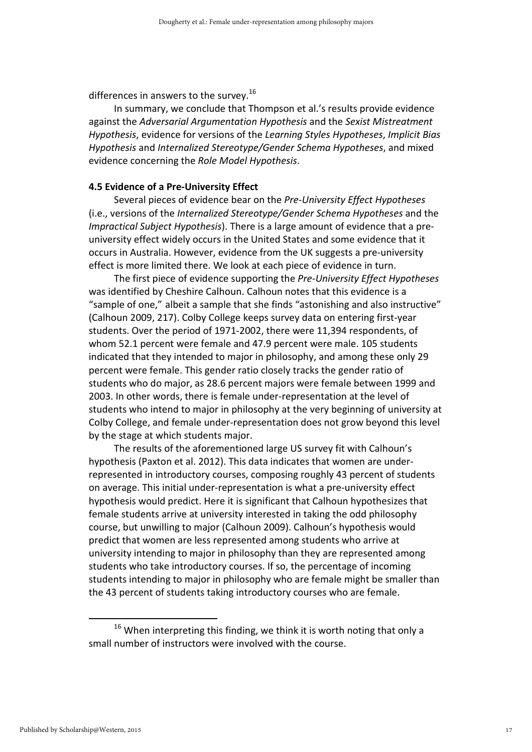differences in answers to the survey.[16]

In summary, we conclude that Thompson et al.'s results provide evidence against the *Adversarial Argumentation Hypothesis* and the *Sexist Mistreatment Hypothesis*, evidence for versions of the *Learning Styles Hypotheses*, *Implicit Bias Hypothesis* and *Internalized Stereotype/Gender Schema Hypotheses*, and mixed evidence concerning the *Role Model Hypothesis*.

### 4.5 Evidence of a Pre-University Effect

Several pieces of evidence bear on the *Pre-University Effect Hypotheses* (i.e., versions of the *Internalized Stereotype/Gender Schema Hypotheses* and the *Impractical Subject Hypothesis*). There is a large amount of evidence that a pre-university effect widely occurs in the United States and some evidence that it occurs in Australia. However, evidence from the UK suggests a pre-university effect is more limited there. We look at each piece of evidence in turn.

The first piece of evidence supporting the *Pre-University Effect Hypotheses* was identified by Cheshire Calhoun. Calhoun notes that this evidence is a "sample of one," albeit a sample that she finds "astonishing and also instructive" (Calhoun 2009, 217). Colby College keeps survey data on entering first-year students. Over the period of 1971-2002, there were 11,394 respondents, of whom 52.1 percent were female and 47.9 percent were male. 105 students indicated that they intended to major in philosophy, and among these only 29 percent were female. This gender ratio closely tracks the gender ratio of students who do major, as 28.6 percent majors were female between 1999 and 2003. In other words, there is female under-representation at the level of students who intend to major in philosophy at the very beginning of university at Colby College, and female under-representation does not grow beyond this level by the stage at which students major.

The results of the aforementioned large US survey fit with Calhoun's hypothesis (Paxton et al. 2012). This data indicates that women are under-represented in introductory courses, composing roughly 43 percent of students on average. This initial under-representation is what a pre-university effect hypothesis would predict. Here it is significant that Calhoun hypothesizes that female students arrive at university interested in taking the odd philosophy course, but unwilling to major (Calhoun 2009). Calhoun's hypothesis would predict that women are less represented among students who arrive at university intending to major in philosophy than they are represented among students who take introductory courses. If so, the percentage of incoming students intending to major in philosophy who are female might be smaller than the 43 percent of students taking introductory courses who are female.

[16] When interpreting this finding, we think it is worth noting that only a small number of instructors were involved with the course.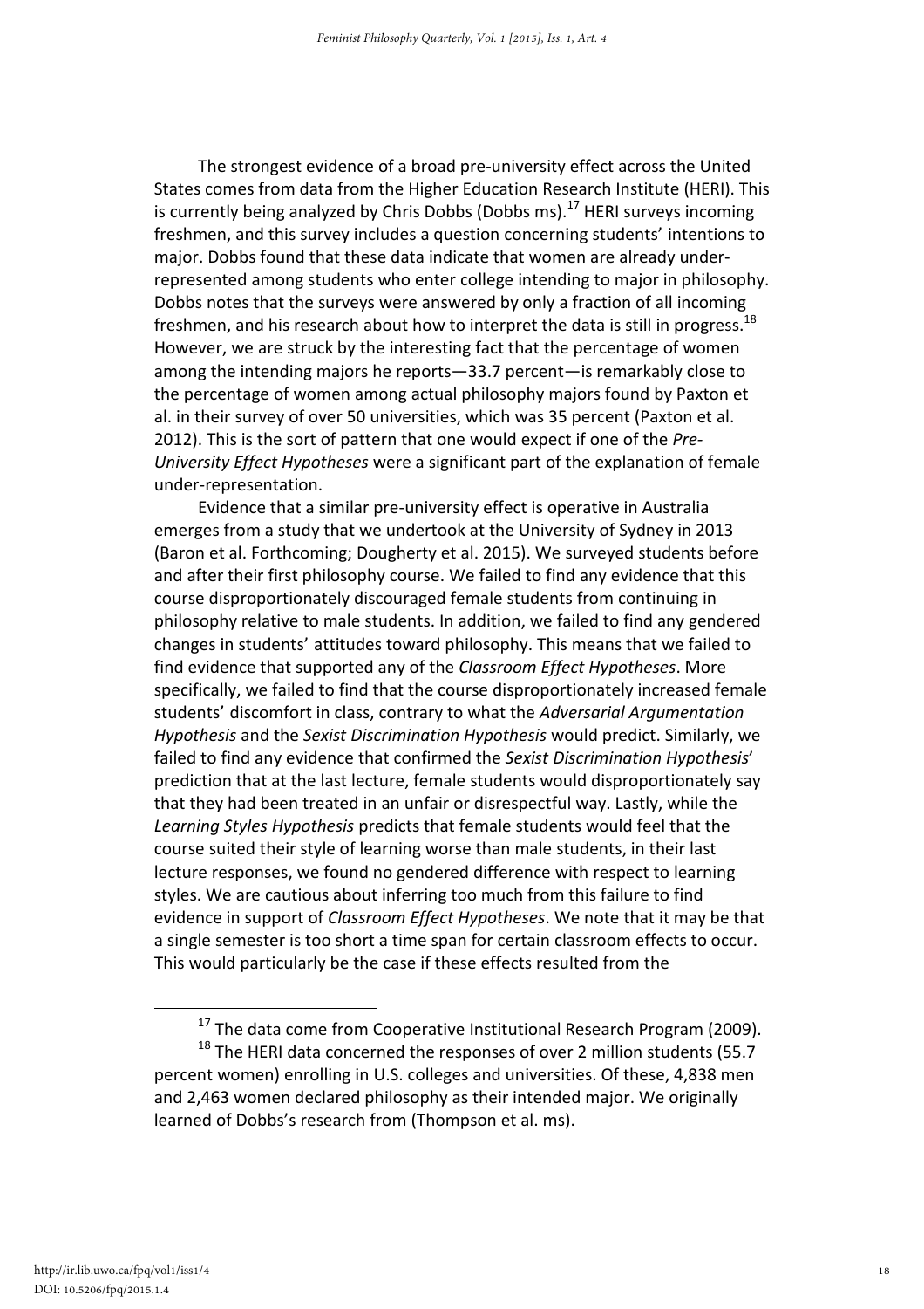The strongest evidence of a broad pre-university effect across the United States comes from data from the Higher Education Research Institute (HERI). This is currently being analyzed by Chris Dobbs (Dobbs ms).[17] HERI surveys incoming freshmen, and this survey includes a question concerning students' intentions to major. Dobbs found that these data indicate that women are already under-represented among students who enter college intending to major in philosophy. Dobbs notes that the surveys were answered by only a fraction of all incoming freshmen, and his research about how to interpret the data is still in progress.[18] However, we are struck by the interesting fact that the percentage of women among the intending majors he reports—33.7 percent—is remarkably close to the percentage of women among actual philosophy majors found by Paxton et al. in their survey of over 50 universities, which was 35 percent (Paxton et al. 2012). This is the sort of pattern that one would expect if one of the *Pre-University Effect Hypotheses* were a significant part of the explanation of female under-representation.

Evidence that a similar pre-university effect is operative in Australia emerges from a study that we undertook at the University of Sydney in 2013 (Baron et al. Forthcoming; Dougherty et al. 2015). We surveyed students before and after their first philosophy course. We failed to find any evidence that this course disproportionately discouraged female students from continuing in philosophy relative to male students. In addition, we failed to find any gendered changes in students' attitudes toward philosophy. This means that we failed to find evidence that supported any of the *Classroom Effect Hypotheses*. More specifically, we failed to find that the course disproportionately increased female students' discomfort in class, contrary to what the *Adversarial Argumentation Hypothesis* and the *Sexist Discrimination Hypothesis* would predict. Similarly, we failed to find any evidence that confirmed the *Sexist Discrimination Hypothesis*' prediction that at the last lecture, female students would disproportionately say that they had been treated in an unfair or disrespectful way. Lastly, while the *Learning Styles Hypothesis* predicts that female students would feel that the course suited their style of learning worse than male students, in their last lecture responses, we found no gendered difference with respect to learning styles. We are cautious about inferring too much from this failure to find evidence in support of *Classroom Effect Hypotheses*. We note that it may be that a single semester is too short a time span for certain classroom effects to occur. This would particularly be the case if these effects resulted from the

---

[17] The data come from Cooperative Institutional Research Program (2009).

[18] The HERI data concerned the responses of over 2 million students (55.7 percent women) enrolling in U.S. colleges and universities. Of these, 4,838 men and 2,463 women declared philosophy as their intended major. We originally learned of Dobbs's research from (Thompson et al. ms).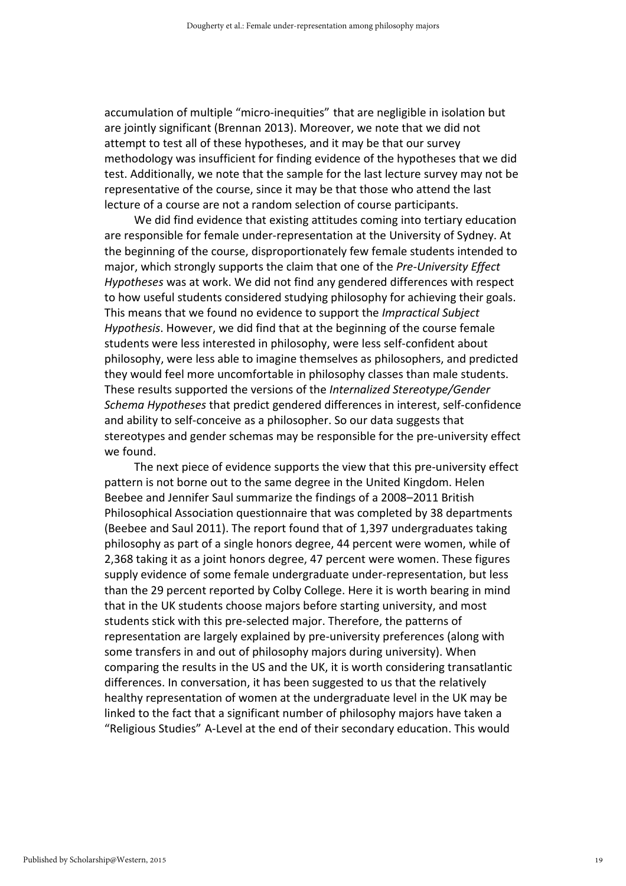accumulation of multiple "micro-inequities" that are negligible in isolation but are jointly significant (Brennan 2013). Moreover, we note that we did not attempt to test all of these hypotheses, and it may be that our survey methodology was insufficient for finding evidence of the hypotheses that we did test. Additionally, we note that the sample for the last lecture survey may not be representative of the course, since it may be that those who attend the last lecture of a course are not a random selection of course participants.

We did find evidence that existing attitudes coming into tertiary education are responsible for female under-representation at the University of Sydney. At the beginning of the course, disproportionately few female students intended to major, which strongly supports the claim that one of the *Pre-University Effect Hypotheses* was at work. We did not find any gendered differences with respect to how useful students considered studying philosophy for achieving their goals. This means that we found no evidence to support the *Impractical Subject Hypothesis*. However, we did find that at the beginning of the course female students were less interested in philosophy, were less self-confident about philosophy, were less able to imagine themselves as philosophers, and predicted they would feel more uncomfortable in philosophy classes than male students. These results supported the versions of the *Internalized Stereotype/Gender Schema Hypotheses* that predict gendered differences in interest, self-confidence and ability to self-conceive as a philosopher. So our data suggests that stereotypes and gender schemas may be responsible for the pre-university effect we found.

The next piece of evidence supports the view that this pre-university effect pattern is not borne out to the same degree in the United Kingdom. Helen Beebee and Jennifer Saul summarize the findings of a 2008–2011 British Philosophical Association questionnaire that was completed by 38 departments (Beebee and Saul 2011). The report found that of 1,397 undergraduates taking philosophy as part of a single honors degree, 44 percent were women, while of 2,368 taking it as a joint honors degree, 47 percent were women. These figures supply evidence of some female undergraduate under-representation, but less than the 29 percent reported by Colby College. Here it is worth bearing in mind that in the UK students choose majors before starting university, and most students stick with this pre-selected major. Therefore, the patterns of representation are largely explained by pre-university preferences (along with some transfers in and out of philosophy majors during university). When comparing the results in the US and the UK, it is worth considering transatlantic differences. In conversation, it has been suggested to us that the relatively healthy representation of women at the undergraduate level in the UK may be linked to the fact that a significant number of philosophy majors have taken a "Religious Studies" A-Level at the end of their secondary education. This would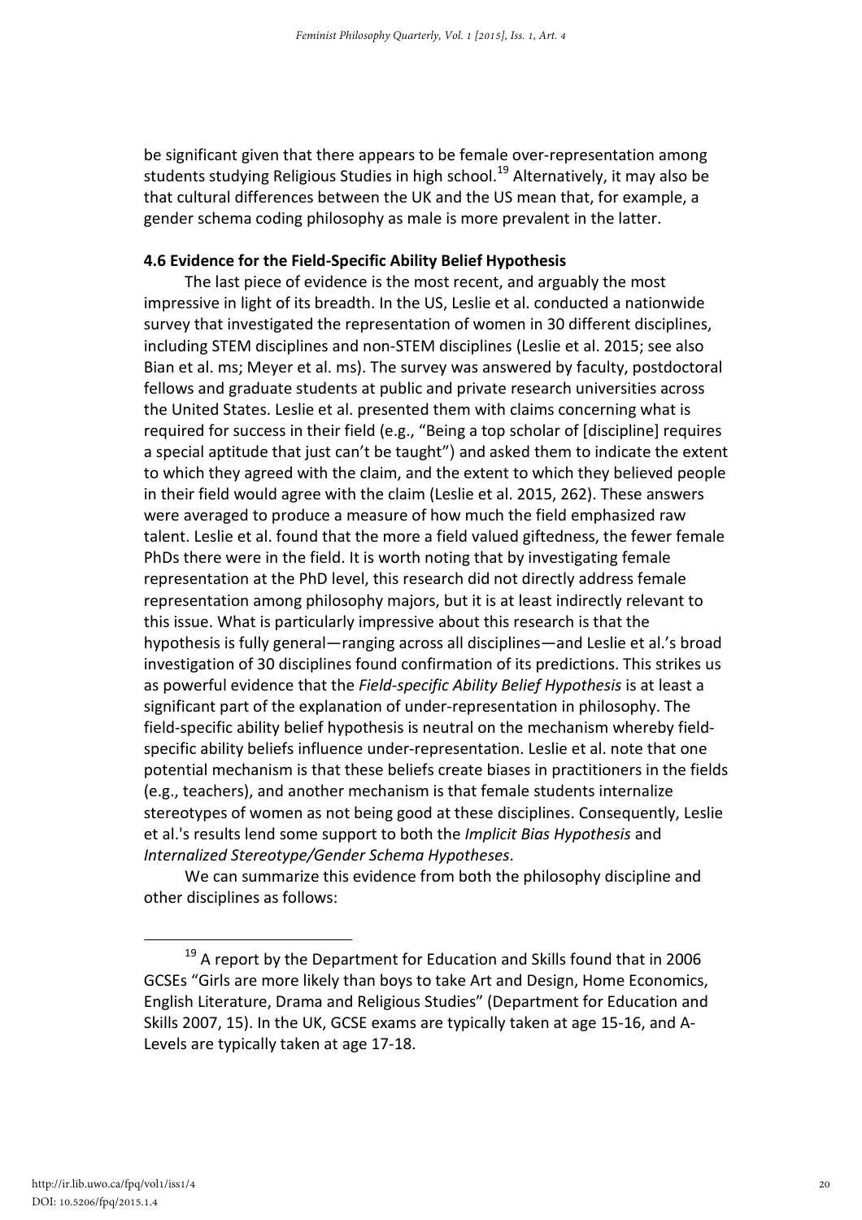be significant given that there appears to be female over-representation among students studying Religious Studies in high school.[19] Alternatively, it may also be that cultural differences between the UK and the US mean that, for example, a gender schema coding philosophy as male is more prevalent in the latter.

### 4.6 Evidence for the Field-Specific Ability Belief Hypothesis

The last piece of evidence is the most recent, and arguably the most impressive in light of its breadth. In the US, Leslie et al. conducted a nationwide survey that investigated the representation of women in 30 different disciplines, including STEM disciplines and non-STEM disciplines (Leslie et al. 2015; see also Bian et al. ms; Meyer et al. ms). The survey was answered by faculty, postdoctoral fellows and graduate students at public and private research universities across the United States. Leslie et al. presented them with claims concerning what is required for success in their field (e.g., "Being a top scholar of [discipline] requires a special aptitude that just can't be taught") and asked them to indicate the extent to which they agreed with the claim, and the extent to which they believed people in their field would agree with the claim (Leslie et al. 2015, 262). These answers were averaged to produce a measure of how much the field emphasized raw talent. Leslie et al. found that the more a field valued giftedness, the fewer female PhDs there were in the field. It is worth noting that by investigating female representation at the PhD level, this research did not directly address female representation among philosophy majors, but it is at least indirectly relevant to this issue. What is particularly impressive about this research is that the hypothesis is fully general—ranging across all disciplines—and Leslie et al.'s broad investigation of 30 disciplines found confirmation of its predictions. This strikes us as powerful evidence that the *Field-specific Ability Belief Hypothesis* is at least a significant part of the explanation of under-representation in philosophy. The field-specific ability belief hypothesis is neutral on the mechanism whereby field-specific ability beliefs influence under-representation. Leslie et al. note that one potential mechanism is that these beliefs create biases in practitioners in the fields (e.g., teachers), and another mechanism is that female students internalize stereotypes of women as not being good at these disciplines. Consequently, Leslie et al.'s results lend some support to both the *Implicit Bias Hypothesis* and *Internalized Stereotype/Gender Schema Hypotheses*.

We can summarize this evidence from both the philosophy discipline and other disciplines as follows:

[19] A report by the Department for Education and Skills found that in 2006 GCSEs "Girls are more likely than boys to take Art and Design, Home Economics, English Literature, Drama and Religious Studies" (Department for Education and Skills 2007, 15). In the UK, GCSE exams are typically taken at age 15-16, and A-Levels are typically taken at age 17-18.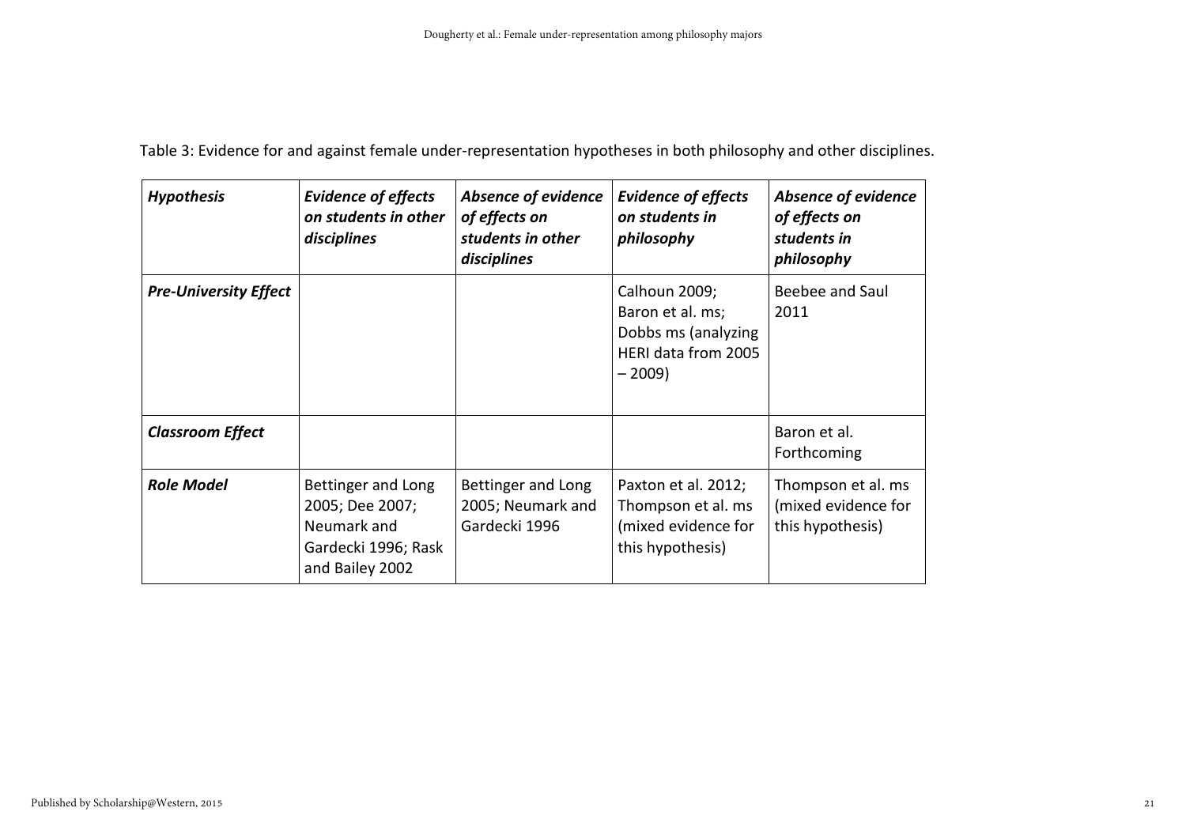Table 3: Evidence for and against female under-representation hypotheses in both philosophy and other disciplines.

| ***Hypothesis*** | ***Evidence of effects on students in other disciplines*** | ***Absence of evidence of effects on students in other disciplines*** | ***Evidence of effects on students in philosophy*** | ***Absence of evidence of effects on students in philosophy*** |
|---|---|---|---|---|
| ***Pre-University Effect*** | | | Calhoun 2009; Baron et al. ms; Dobbs ms (analyzing HERI data from 2005 – 2009) | Beebee and Saul 2011 |
| ***Classroom Effect*** | | | | Baron et al. Forthcoming |
| ***Role Model*** | Bettinger and Long 2005; Dee 2007; Neumark and Gardecki 1996; Rask and Bailey 2002 | Bettinger and Long 2005; Neumark and Gardecki 1996 | Paxton et al. 2012; Thompson et al. ms (mixed evidence for this hypothesis) | Thompson et al. ms (mixed evidence for this hypothesis) |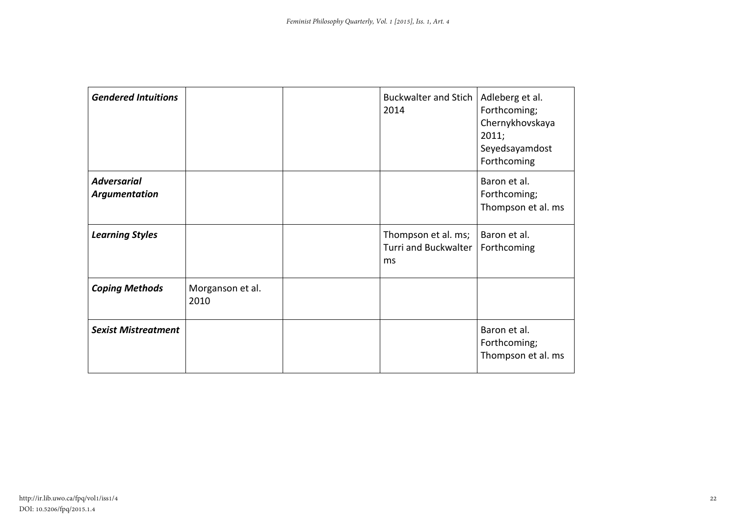| | | | | |
|---|---|---|---|---|
| ***Gendered Intuitions*** | | | Buckwalter and Stich 2014 | Adleberg et al. Forthcoming; Chernykhovskaya 2011; Seyedsayamdost Forthcoming |
| ***Adversarial Argumentation*** | | | | Baron et al. Forthcoming; Thompson et al. ms |
| ***Learning Styles*** | | | Thompson et al. ms; Turri and Buckwalter ms | Baron et al. Forthcoming |
| ***Coping Methods*** | Morganson et al. 2010 | | | |
| ***Sexist Mistreatment*** | | | | Baron et al. Forthcoming; Thompson et al. ms |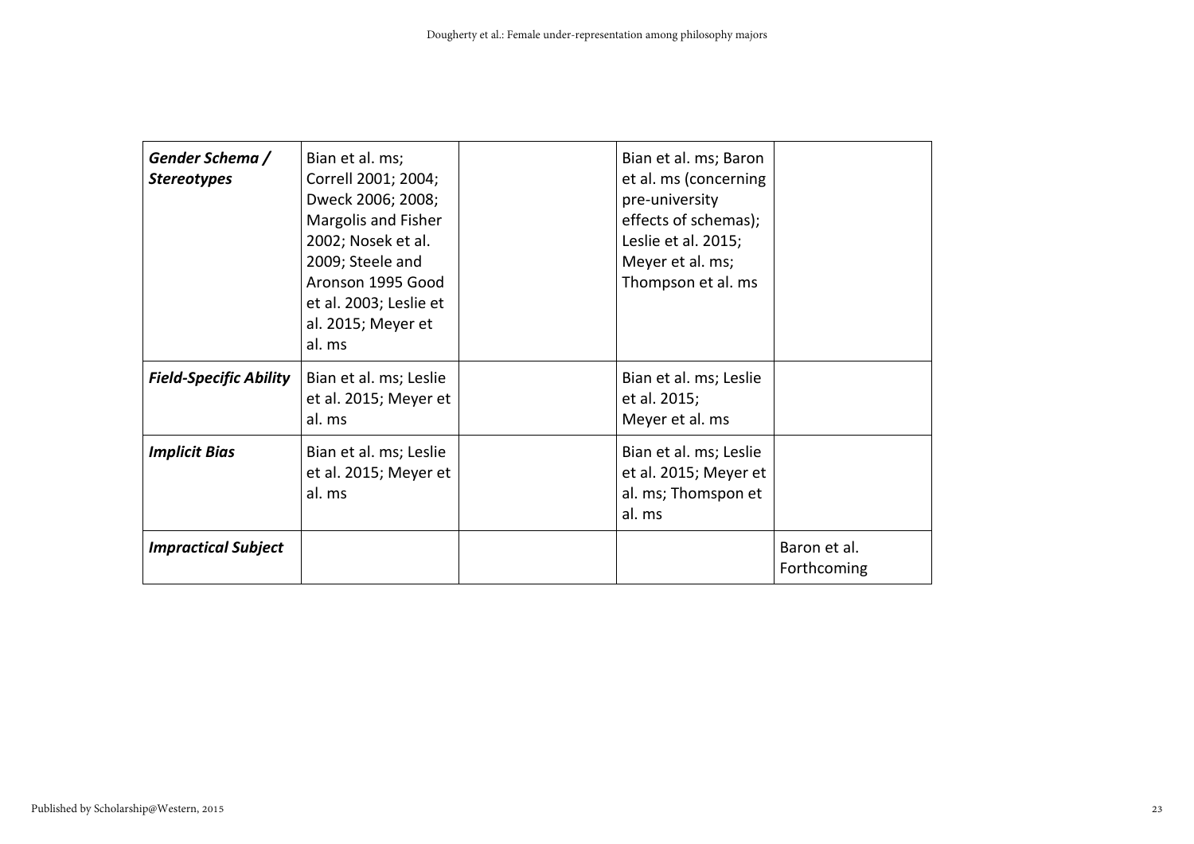| | | | | |
|---|---|---|---|---|
| ***Gender Schema / Stereotypes*** | Bian et al. ms; Correll 2001; 2004; Dweck 2006; 2008; Margolis and Fisher 2002; Nosek et al. 2009; Steele and Aronson 1995 Good et al. 2003; Leslie et al. 2015; Meyer et al. ms | | Bian et al. ms; Baron et al. ms (concerning pre-university effects of schemas); Leslie et al. 2015; Meyer et al. ms; Thompson et al. ms | |
| ***Field-Specific Ability*** | Bian et al. ms; Leslie et al. 2015; Meyer et al. ms | | Bian et al. ms; Leslie et al. 2015; Meyer et al. ms | |
| ***Implicit Bias*** | Bian et al. ms; Leslie et al. 2015; Meyer et al. ms | | Bian et al. ms; Leslie et al. 2015; Meyer et al. ms; Thomspon et al. ms | |
| ***Impractical Subject*** | | | | Baron et al. Forthcoming |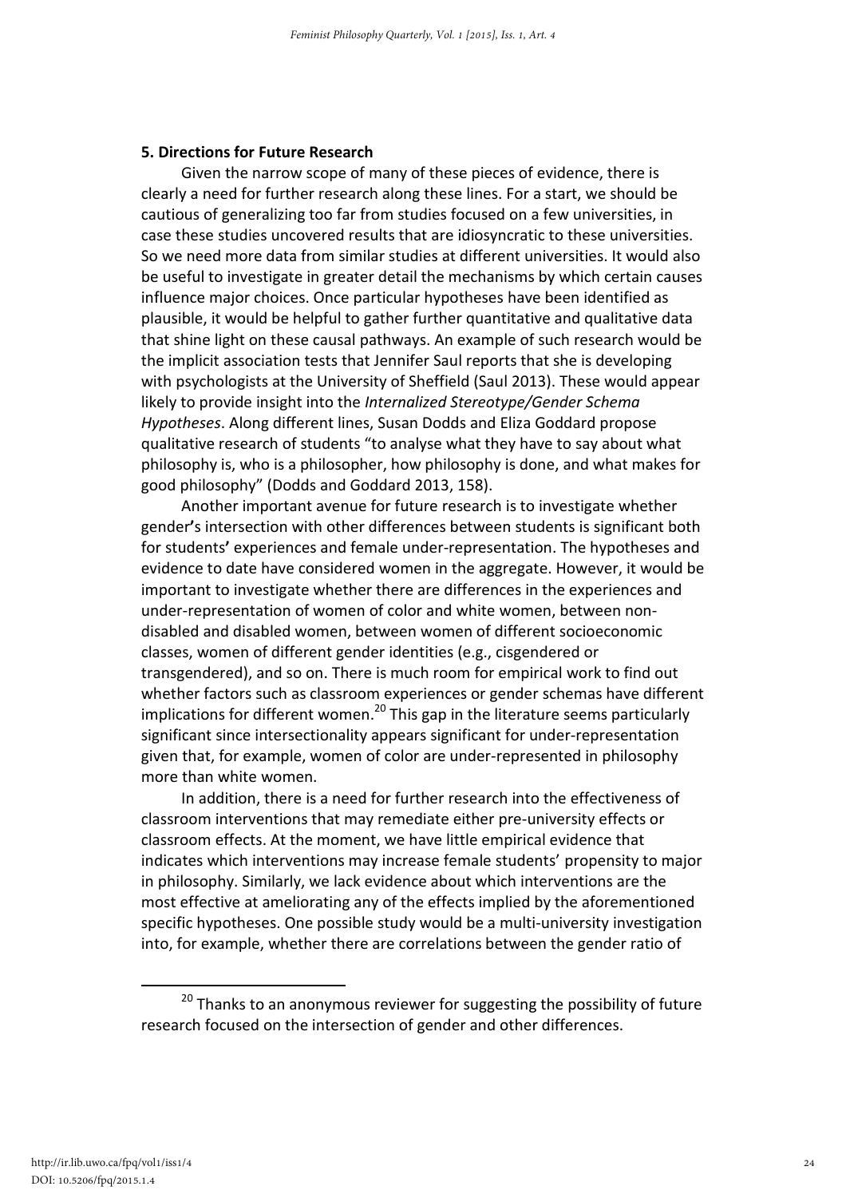## 5. Directions for Future Research

Given the narrow scope of many of these pieces of evidence, there is clearly a need for further research along these lines. For a start, we should be cautious of generalizing too far from studies focused on a few universities, in case these studies uncovered results that are idiosyncratic to these universities. So we need more data from similar studies at different universities. It would also be useful to investigate in greater detail the mechanisms by which certain causes influence major choices. Once particular hypotheses have been identified as plausible, it would be helpful to gather further quantitative and qualitative data that shine light on these causal pathways. An example of such research would be the implicit association tests that Jennifer Saul reports that she is developing with psychologists at the University of Sheffield (Saul 2013). These would appear likely to provide insight into the *Internalized Stereotype/Gender Schema Hypotheses*. Along different lines, Susan Dodds and Eliza Goddard propose qualitative research of students "to analyse what they have to say about what philosophy is, who is a philosopher, how philosophy is done, and what makes for good philosophy" (Dodds and Goddard 2013, 158).

Another important avenue for future research is to investigate whether gender's intersection with other differences between students is significant both for students' experiences and female under-representation. The hypotheses and evidence to date have considered women in the aggregate. However, it would be important to investigate whether there are differences in the experiences and under-representation of women of color and white women, between non-disabled and disabled women, between women of different socioeconomic classes, women of different gender identities (e.g., cisgendered or transgendered), and so on. There is much room for empirical work to find out whether factors such as classroom experiences or gender schemas have different implications for different women.[20] This gap in the literature seems particularly significant since intersectionality appears significant for under-representation given that, for example, women of color are under-represented in philosophy more than white women.

In addition, there is a need for further research into the effectiveness of classroom interventions that may remediate either pre-university effects or classroom effects. At the moment, we have little empirical evidence that indicates which interventions may increase female students' propensity to major in philosophy. Similarly, we lack evidence about which interventions are the most effective at ameliorating any of the effects implied by the aforementioned specific hypotheses. One possible study would be a multi-university investigation into, for example, whether there are correlations between the gender ratio of

[20] Thanks to an anonymous reviewer for suggesting the possibility of future research focused on the intersection of gender and other differences.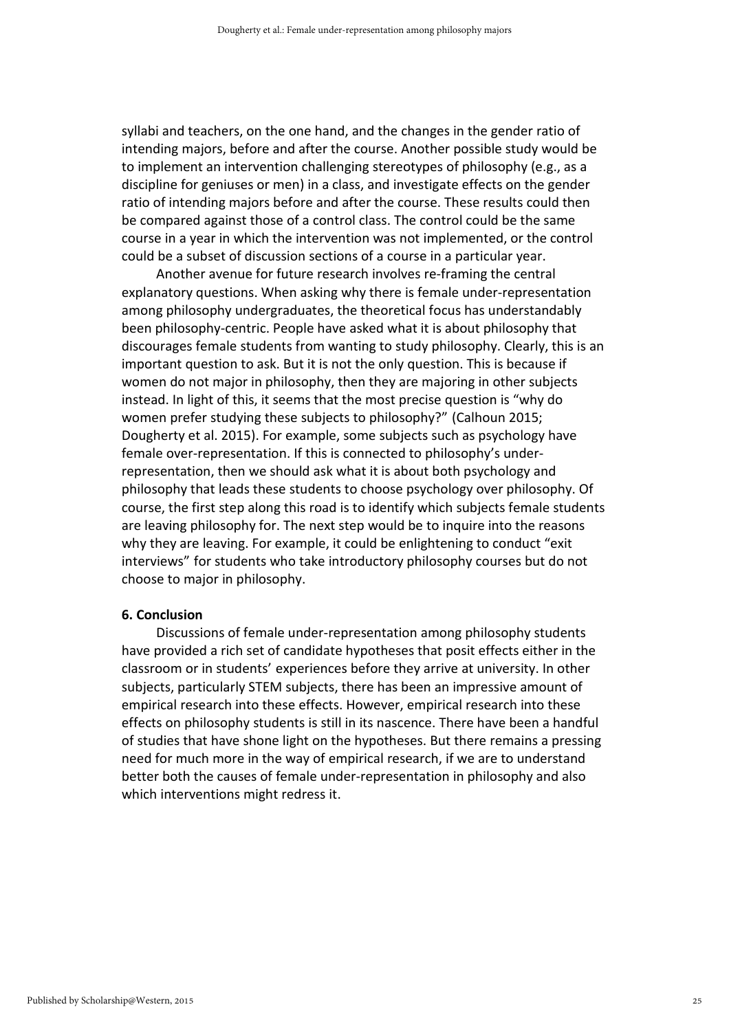syllabi and teachers, on the one hand, and the changes in the gender ratio of intending majors, before and after the course. Another possible study would be to implement an intervention challenging stereotypes of philosophy (e.g., as a discipline for geniuses or men) in a class, and investigate effects on the gender ratio of intending majors before and after the course. These results could then be compared against those of a control class. The control could be the same course in a year in which the intervention was not implemented, or the control could be a subset of discussion sections of a course in a particular year.

Another avenue for future research involves re-framing the central explanatory questions. When asking why there is female under-representation among philosophy undergraduates, the theoretical focus has understandably been philosophy-centric. People have asked what it is about philosophy that discourages female students from wanting to study philosophy. Clearly, this is an important question to ask. But it is not the only question. This is because if women do not major in philosophy, then they are majoring in other subjects instead. In light of this, it seems that the most precise question is "why do women prefer studying these subjects to philosophy?" (Calhoun 2015; Dougherty et al. 2015). For example, some subjects such as psychology have female over-representation. If this is connected to philosophy's under-representation, then we should ask what it is about both psychology and philosophy that leads these students to choose psychology over philosophy. Of course, the first step along this road is to identify which subjects female students are leaving philosophy for. The next step would be to inquire into the reasons why they are leaving. For example, it could be enlightening to conduct "exit interviews" for students who take introductory philosophy courses but do not choose to major in philosophy.

## 6. Conclusion

Discussions of female under-representation among philosophy students have provided a rich set of candidate hypotheses that posit effects either in the classroom or in students' experiences before they arrive at university. In other subjects, particularly STEM subjects, there has been an impressive amount of empirical research into these effects. However, empirical research into these effects on philosophy students is still in its nascence. There have been a handful of studies that have shone light on the hypotheses. But there remains a pressing need for much more in the way of empirical research, if we are to understand better both the causes of female under-representation in philosophy and also which interventions might redress it.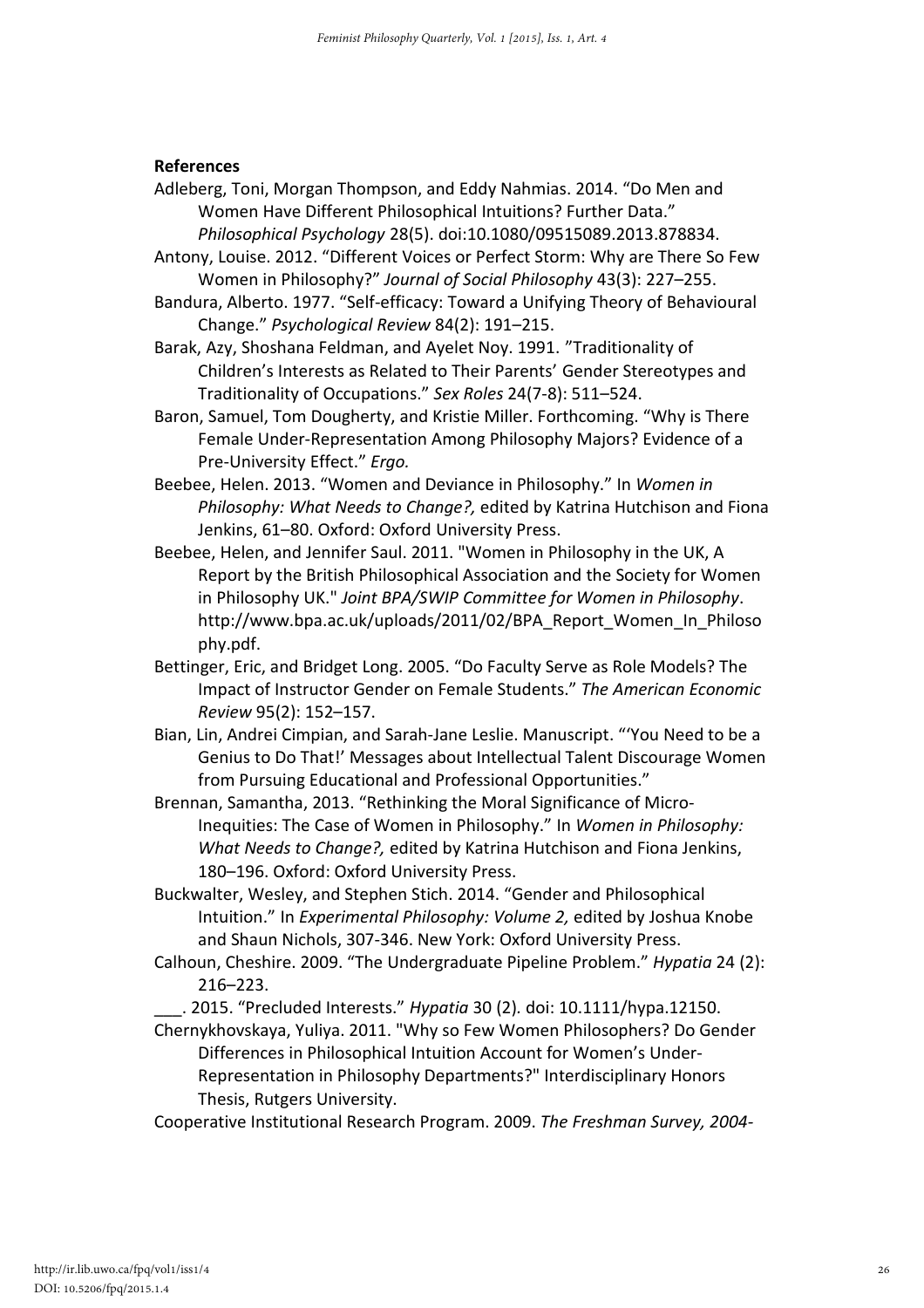**References**

Adleberg, Toni, Morgan Thompson, and Eddy Nahmias. 2014. "Do Men and Women Have Different Philosophical Intuitions? Further Data." *Philosophical Psychology* 28(5). doi:10.1080/09515089.2013.878834.

Antony, Louise. 2012. "Different Voices or Perfect Storm: Why are There So Few Women in Philosophy?" *Journal of Social Philosophy* 43(3): 227–255.

Bandura, Alberto. 1977. "Self-efficacy: Toward a Unifying Theory of Behavioural Change." *Psychological Review* 84(2): 191–215.

Barak, Azy, Shoshana Feldman, and Ayelet Noy. 1991. "Traditionality of Children's Interests as Related to Their Parents' Gender Stereotypes and Traditionality of Occupations." *Sex Roles* 24(7-8): 511–524.

Baron, Samuel, Tom Dougherty, and Kristie Miller. Forthcoming. "Why is There Female Under-Representation Among Philosophy Majors? Evidence of a Pre-University Effect." *Ergo.*

Beebee, Helen. 2013. "Women and Deviance in Philosophy." In *Women in Philosophy: What Needs to Change?,* edited by Katrina Hutchison and Fiona Jenkins, 61–80. Oxford: Oxford University Press.

Beebee, Helen, and Jennifer Saul. 2011. "Women in Philosophy in the UK, A Report by the British Philosophical Association and the Society for Women in Philosophy UK." *Joint BPA/SWIP Committee for Women in Philosophy*. http://www.bpa.ac.uk/uploads/2011/02/BPA_Report_Women_In_Philosophy.pdf.

Bettinger, Eric, and Bridget Long. 2005. "Do Faculty Serve as Role Models? The Impact of Instructor Gender on Female Students." *The American Economic Review* 95(2): 152–157.

Bian, Lin, Andrei Cimpian, and Sarah-Jane Leslie. Manuscript. "'You Need to be a Genius to Do That!' Messages about Intellectual Talent Discourage Women from Pursuing Educational and Professional Opportunities."

Brennan, Samantha, 2013. "Rethinking the Moral Significance of Micro-Inequities: The Case of Women in Philosophy." In *Women in Philosophy: What Needs to Change?,* edited by Katrina Hutchison and Fiona Jenkins, 180–196. Oxford: Oxford University Press.

Buckwalter, Wesley, and Stephen Stich. 2014. "Gender and Philosophical Intuition." In *Experimental Philosophy: Volume 2,* edited by Joshua Knobe and Shaun Nichols, 307-346. New York: Oxford University Press.

Calhoun, Cheshire. 2009. "The Undergraduate Pipeline Problem." *Hypatia* 24 (2): 216–223.

___. 2015. "Precluded Interests." *Hypatia* 30 (2)*.* doi: 10.1111/hypa.12150.

Chernykhovskaya, Yuliya. 2011. "Why so Few Women Philosophers? Do Gender Differences in Philosophical Intuition Account for Women's Under-Representation in Philosophy Departments?" Interdisciplinary Honors Thesis, Rutgers University.

Cooperative Institutional Research Program. 2009. *The Freshman Survey, 2004-*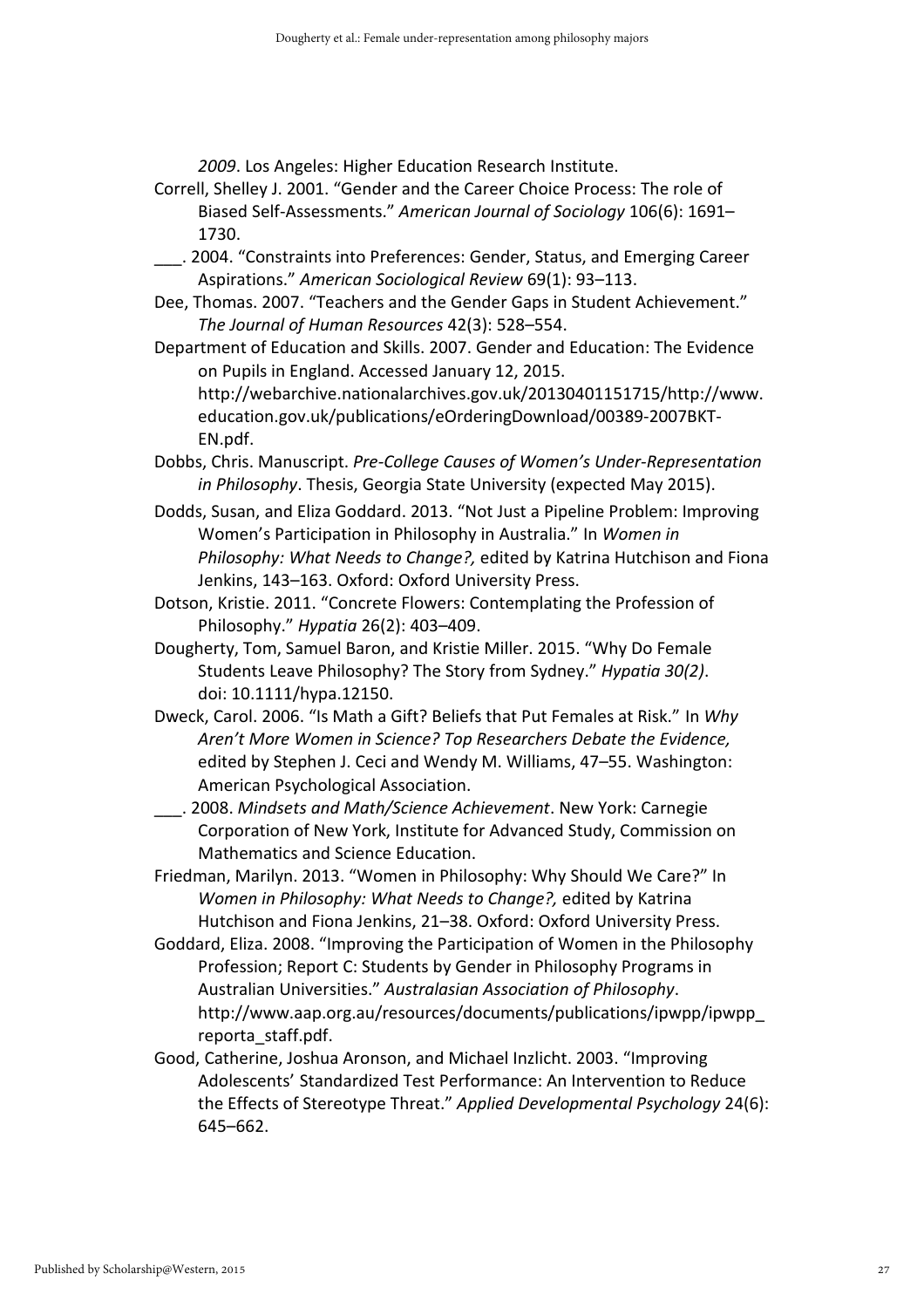*2009*. Los Angeles: Higher Education Research Institute.

Correll, Shelley J. 2001. "Gender and the Career Choice Process: The role of Biased Self-Assessments." *American Journal of Sociology* 106(6): 1691–1730.

___. 2004. "Constraints into Preferences: Gender, Status, and Emerging Career Aspirations." *American Sociological Review* 69(1): 93–113.

Dee, Thomas. 2007. "Teachers and the Gender Gaps in Student Achievement." *The Journal of Human Resources* 42(3): 528–554.

Department of Education and Skills. 2007. Gender and Education: The Evidence on Pupils in England. Accessed January 12, 2015. http://webarchive.nationalarchives.gov.uk/20130401151715/http://www.education.gov.uk/publications/eOrderingDownload/00389-2007BKT-EN.pdf.

Dobbs, Chris. Manuscript. *Pre-College Causes of Women's Under-Representation in Philosophy*. Thesis, Georgia State University (expected May 2015).

Dodds, Susan, and Eliza Goddard. 2013. "Not Just a Pipeline Problem: Improving Women's Participation in Philosophy in Australia." In *Women in Philosophy: What Needs to Change?,* edited by Katrina Hutchison and Fiona Jenkins, 143–163. Oxford: Oxford University Press.

Dotson, Kristie. 2011. "Concrete Flowers: Contemplating the Profession of Philosophy." *Hypatia* 26(2): 403–409.

Dougherty, Tom, Samuel Baron, and Kristie Miller. 2015. "Why Do Female Students Leave Philosophy? The Story from Sydney." *Hypatia 30(2)*. doi: 10.1111/hypa.12150.

Dweck, Carol. 2006. "Is Math a Gift? Beliefs that Put Females at Risk." In *Why Aren't More Women in Science? Top Researchers Debate the Evidence,* edited by Stephen J. Ceci and Wendy M. Williams, 47–55. Washington: American Psychological Association.

___. 2008. *Mindsets and Math/Science Achievement*. New York: Carnegie Corporation of New York, Institute for Advanced Study, Commission on Mathematics and Science Education.

Friedman, Marilyn. 2013. "Women in Philosophy: Why Should We Care?" In *Women in Philosophy: What Needs to Change?,* edited by Katrina Hutchison and Fiona Jenkins, 21–38. Oxford: Oxford University Press.

Goddard, Eliza. 2008. "Improving the Participation of Women in the Philosophy Profession; Report C: Students by Gender in Philosophy Programs in Australian Universities." *Australasian Association of Philosophy*. http://www.aap.org.au/resources/documents/publications/ipwpp/ipwpp_reporta_staff.pdf.

Good, Catherine, Joshua Aronson, and Michael Inzlicht. 2003. "Improving Adolescents' Standardized Test Performance: An Intervention to Reduce the Effects of Stereotype Threat." *Applied Developmental Psychology* 24(6): 645–662.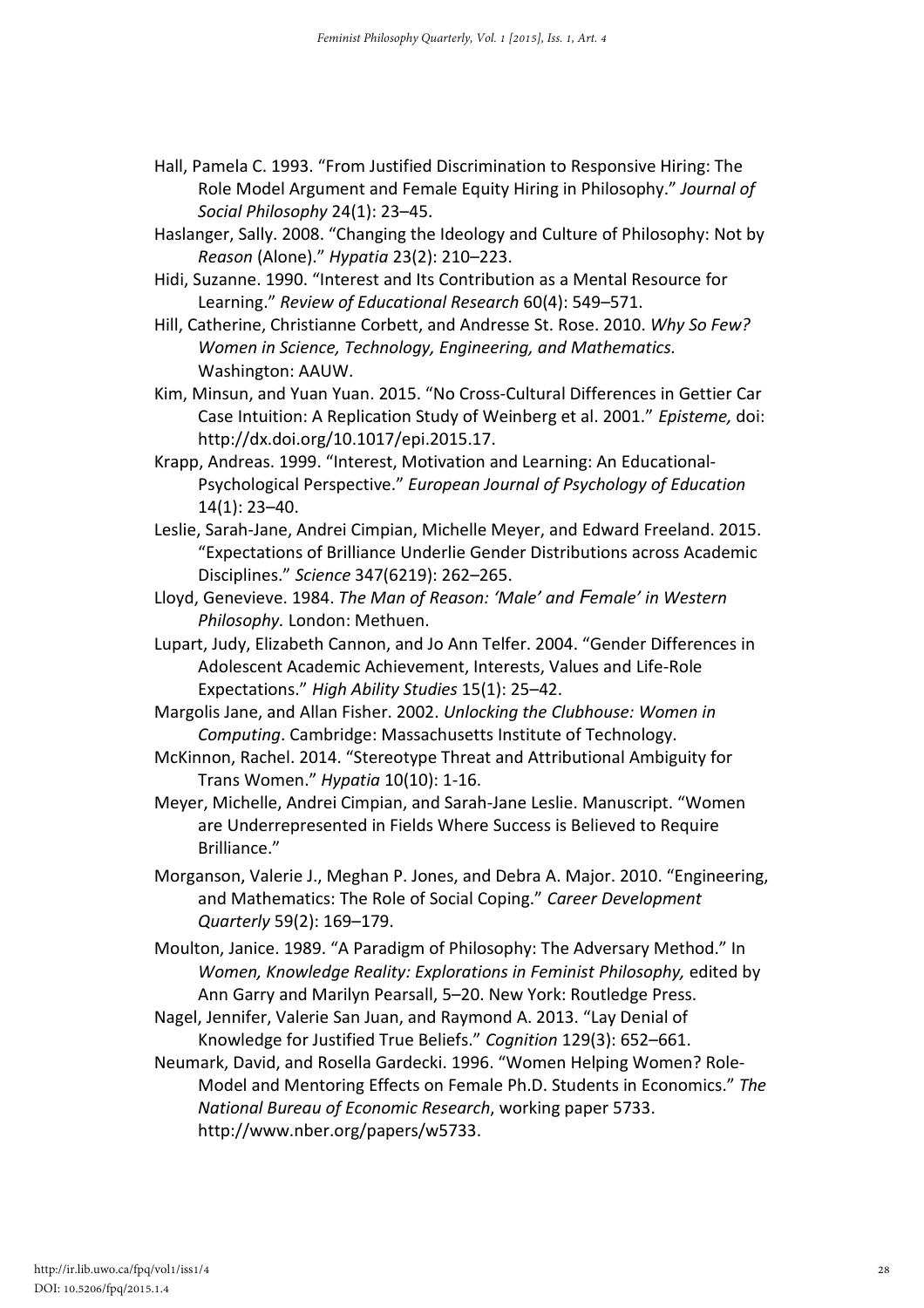Hall, Pamela C. 1993. "From Justified Discrimination to Responsive Hiring: The Role Model Argument and Female Equity Hiring in Philosophy." *Journal of Social Philosophy* 24(1): 23–45.

Haslanger, Sally. 2008. "Changing the Ideology and Culture of Philosophy: Not by *Reason* (Alone)." *Hypatia* 23(2): 210–223.

Hidi, Suzanne. 1990. "Interest and Its Contribution as a Mental Resource for Learning." *Review of Educational Research* 60(4): 549–571.

Hill, Catherine, Christianne Corbett, and Andresse St. Rose. 2010. *Why So Few? Women in Science, Technology, Engineering, and Mathematics.* Washington: AAUW.

Kim, Minsun, and Yuan Yuan. 2015. "No Cross-Cultural Differences in Gettier Car Case Intuition: A Replication Study of Weinberg et al. 2001." *Episteme,* doi: http://dx.doi.org/10.1017/epi.2015.17.

Krapp, Andreas. 1999. "Interest, Motivation and Learning: An Educational-Psychological Perspective." *European Journal of Psychology of Education* 14(1): 23–40.

Leslie, Sarah-Jane, Andrei Cimpian, Michelle Meyer, and Edward Freeland. 2015. "Expectations of Brilliance Underlie Gender Distributions across Academic Disciplines." *Science* 347(6219): 262–265.

Lloyd, Genevieve. 1984. *The Man of Reason: 'Male' and Female' in Western Philosophy.* London: Methuen.

Lupart, Judy, Elizabeth Cannon, and Jo Ann Telfer. 2004. "Gender Differences in Adolescent Academic Achievement, Interests, Values and Life-Role Expectations." *High Ability Studies* 15(1): 25–42.

Margolis Jane, and Allan Fisher. 2002. *Unlocking the Clubhouse: Women in Computing*. Cambridge: Massachusetts Institute of Technology.

McKinnon, Rachel. 2014. "Stereotype Threat and Attributional Ambiguity for Trans Women." *Hypatia* 10(10): 1-16.

Meyer, Michelle, Andrei Cimpian, and Sarah-Jane Leslie. Manuscript. "Women are Underrepresented in Fields Where Success is Believed to Require Brilliance."

Morganson, Valerie J., Meghan P. Jones, and Debra A. Major. 2010. "Engineering, and Mathematics: The Role of Social Coping." *Career Development Quarterly* 59(2): 169–179.

Moulton, Janice. 1989. "A Paradigm of Philosophy: The Adversary Method." In *Women, Knowledge Reality: Explorations in Feminist Philosophy,* edited by Ann Garry and Marilyn Pearsall, 5–20. New York: Routledge Press.

Nagel, Jennifer, Valerie San Juan, and Raymond A. 2013. "Lay Denial of Knowledge for Justified True Beliefs." *Cognition* 129(3): 652–661.

Neumark, David, and Rosella Gardecki. 1996. "Women Helping Women? Role-Model and Mentoring Effects on Female Ph.D. Students in Economics." *The National Bureau of Economic Research*, working paper 5733. http://www.nber.org/papers/w5733.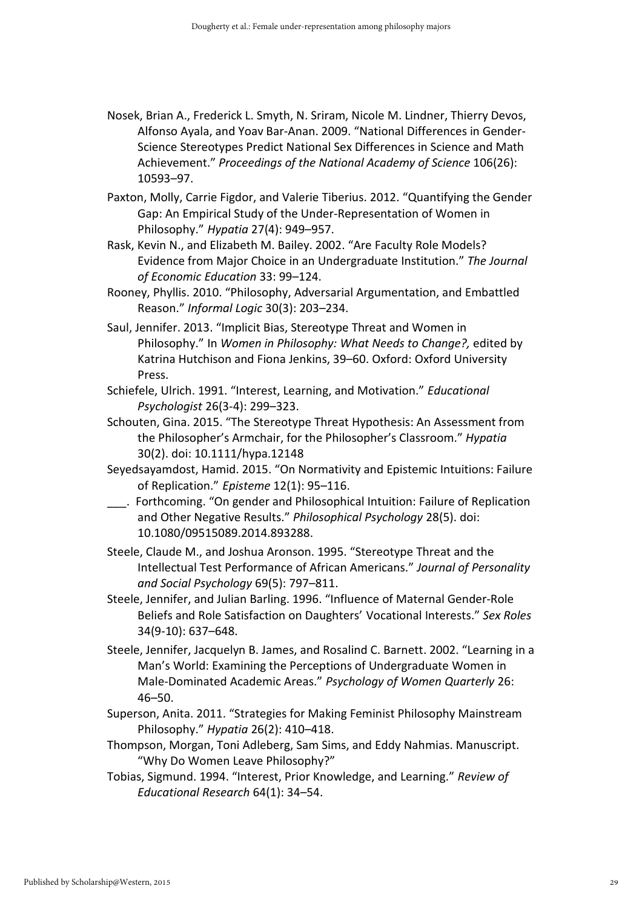Nosek, Brian A., Frederick L. Smyth, N. Sriram, Nicole M. Lindner, Thierry Devos, Alfonso Ayala, and Yoav Bar-Anan. 2009. "National Differences in Gender-Science Stereotypes Predict National Sex Differences in Science and Math Achievement." *Proceedings of the National Academy of Science* 106(26): 10593–97.

Paxton, Molly, Carrie Figdor, and Valerie Tiberius. 2012. "Quantifying the Gender Gap: An Empirical Study of the Under-Representation of Women in Philosophy." *Hypatia* 27(4): 949–957.

Rask, Kevin N., and Elizabeth M. Bailey. 2002. "Are Faculty Role Models? Evidence from Major Choice in an Undergraduate Institution." *The Journal of Economic Education* 33: 99–124.

Rooney, Phyllis. 2010. "Philosophy, Adversarial Argumentation, and Embattled Reason." *Informal Logic* 30(3): 203–234.

Saul, Jennifer. 2013. "Implicit Bias, Stereotype Threat and Women in Philosophy." In *Women in Philosophy: What Needs to Change?,* edited by Katrina Hutchison and Fiona Jenkins, 39–60. Oxford: Oxford University Press.

Schiefele, Ulrich. 1991. "Interest, Learning, and Motivation." *Educational Psychologist* 26(3-4): 299–323.

Schouten, Gina. 2015. "The Stereotype Threat Hypothesis: An Assessment from the Philosopher's Armchair, for the Philosopher's Classroom." *Hypatia* 30(2). doi: 10.1111/hypa.12148

Seyedsayamdost, Hamid. 2015. "On Normativity and Epistemic Intuitions: Failure of Replication." *Episteme* 12(1): 95–116.

___. Forthcoming. "On gender and Philosophical Intuition: Failure of Replication and Other Negative Results." *Philosophical Psychology* 28(5). doi: 10.1080/09515089.2014.893288.

Steele, Claude M., and Joshua Aronson. 1995. "Stereotype Threat and the Intellectual Test Performance of African Americans." *Journal of Personality and Social Psychology* 69(5): 797–811.

Steele, Jennifer, and Julian Barling. 1996. "Influence of Maternal Gender-Role Beliefs and Role Satisfaction on Daughters' Vocational Interests." *Sex Roles* 34(9-10): 637–648.

Steele, Jennifer, Jacquelyn B. James, and Rosalind C. Barnett. 2002. "Learning in a Man's World: Examining the Perceptions of Undergraduate Women in Male-Dominated Academic Areas." *Psychology of Women Quarterly* 26: 46–50.

Superson, Anita. 2011. "Strategies for Making Feminist Philosophy Mainstream Philosophy." *Hypatia* 26(2): 410–418.

Thompson, Morgan, Toni Adleberg, Sam Sims, and Eddy Nahmias. Manuscript. "Why Do Women Leave Philosophy?"

Tobias, Sigmund. 1994. "Interest, Prior Knowledge, and Learning." *Review of Educational Research* 64(1): 34–54.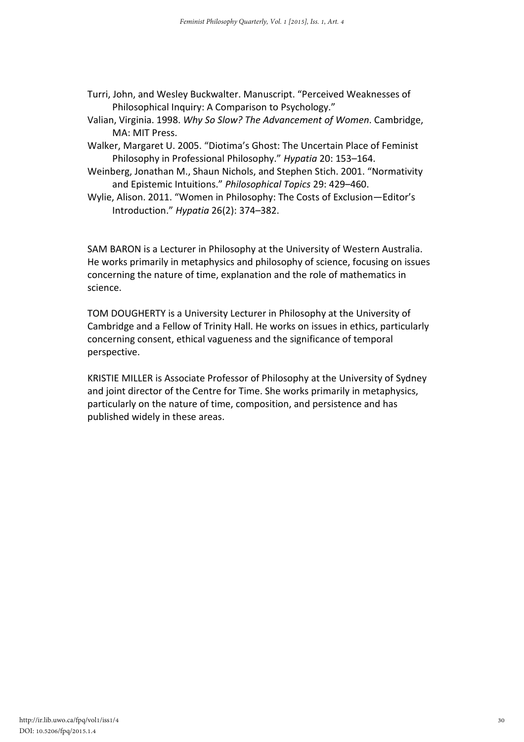Turri, John, and Wesley Buckwalter. Manuscript. "Perceived Weaknesses of Philosophical Inquiry: A Comparison to Psychology."

Valian, Virginia. 1998. *Why So Slow? The Advancement of Women*. Cambridge, MA: MIT Press.

Walker, Margaret U. 2005. "Diotima's Ghost: The Uncertain Place of Feminist Philosophy in Professional Philosophy." *Hypatia* 20: 153–164.

Weinberg, Jonathan M., Shaun Nichols, and Stephen Stich. 2001. "Normativity and Epistemic Intuitions." *Philosophical Topics* 29: 429–460.

Wylie, Alison. 2011. "Women in Philosophy: The Costs of Exclusion—Editor's Introduction." *Hypatia* 26(2): 374–382.

SAM BARON is a Lecturer in Philosophy at the University of Western Australia. He works primarily in metaphysics and philosophy of science, focusing on issues concerning the nature of time, explanation and the role of mathematics in science.

TOM DOUGHERTY is a University Lecturer in Philosophy at the University of Cambridge and a Fellow of Trinity Hall. He works on issues in ethics, particularly concerning consent, ethical vagueness and the significance of temporal perspective.

KRISTIE MILLER is Associate Professor of Philosophy at the University of Sydney and joint director of the Centre for Time. She works primarily in metaphysics, particularly on the nature of time, composition, and persistence and has published widely in these areas.